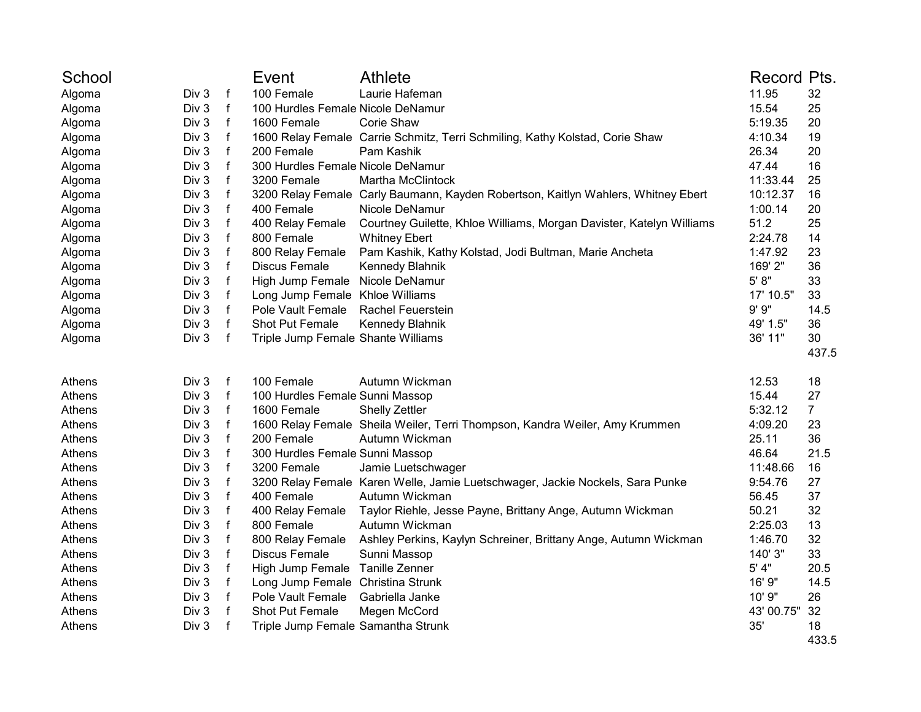| School | | | Event | Athlete | Record | Pts. |
|---|---|---|---|---|---|---|
| Algoma | Div 3 | f | 100 Female | Laurie Hafeman | 11.95 | 32 |
| Algoma | Div 3 | f | 100 Hurdles Female | Nicole DeNamur | 15.54 | 25 |
| Algoma | Div 3 | f | 1600 Female | Corie Shaw | 5:19.35 | 20 |
| Algoma | Div 3 | f | 1600 Relay Female | Carrie Schmitz, Terri Schmiling, Kathy Kolstad, Corie Shaw | 4:10.34 | 19 |
| Algoma | Div 3 | f | 200 Female | Pam Kashik | 26.34 | 20 |
| Algoma | Div 3 | f | 300 Hurdles Female | Nicole DeNamur | 47.44 | 16 |
| Algoma | Div 3 | f | 3200 Female | Martha McClintock | 11:33.44 | 25 |
| Algoma | Div 3 | f | 3200 Relay Female | Carly Baumann, Kayden Robertson, Kaitlyn Wahlers, Whitney Ebert | 10:12.37 | 16 |
| Algoma | Div 3 | f | 400 Female | Nicole DeNamur | 1:00.14 | 20 |
| Algoma | Div 3 | f | 400 Relay Female | Courtney Guilette, Khloe Williams, Morgan Davister, Katelyn Williams | 51.2 | 25 |
| Algoma | Div 3 | f | 800 Female | Whitney Ebert | 2:24.78 | 14 |
| Algoma | Div 3 | f | 800 Relay Female | Pam Kashik, Kathy Kolstad, Jodi Bultman, Marie Ancheta | 1:47.92 | 23 |
| Algoma | Div 3 | f | Discus Female | Kennedy Blahnik | 169' 2" | 36 |
| Algoma | Div 3 | f | High Jump Female | Nicole DeNamur | 5' 8" | 33 |
| Algoma | Div 3 | f | Long Jump Female | Khloe Williams | 17' 10.5" | 33 |
| Algoma | Div 3 | f | Pole Vault Female | Rachel Feuerstein | 9' 9" | 14.5 |
| Algoma | Div 3 | f | Shot Put Female | Kennedy Blahnik | 49' 1.5" | 36 |
| Algoma | Div 3 | f | Triple Jump Female | Shante Williams | 36' 11" | 30 |
| | | | | | | 437.5 |
| | | | | | | |
| Athens | Div 3 | f | 100 Female | Autumn Wickman | 12.53 | 18 |
| Athens | Div 3 | f | 100 Hurdles Female | Sunni Massop | 15.44 | 27 |
| Athens | Div 3 | f | 1600 Female | Shelly Zettler | 5:32.12 | 7 |
| Athens | Div 3 | f | 1600 Relay Female | Sheila Weiler, Terri Thompson, Kandra Weiler, Amy Krummen | 4:09.20 | 23 |
| Athens | Div 3 | f | 200 Female | Autumn Wickman | 25.11 | 36 |
| Athens | Div 3 | f | 300 Hurdles Female | Sunni Massop | 46.64 | 21.5 |
| Athens | Div 3 | f | 3200 Female | Jamie Luetschwager | 11:48.66 | 16 |
| Athens | Div 3 | f | 3200 Relay Female | Karen Welle, Jamie Luetschwager, Jackie Nockels, Sara Punke | 9:54.76 | 27 |
| Athens | Div 3 | f | 400 Female | Autumn Wickman | 56.45 | 37 |
| Athens | Div 3 | f | 400 Relay Female | Taylor Riehle, Jesse Payne, Brittany Ange, Autumn Wickman | 50.21 | 32 |
| Athens | Div 3 | f | 800 Female | Autumn Wickman | 2:25.03 | 13 |
| Athens | Div 3 | f | 800 Relay Female | Ashley Perkins, Kaylyn Schreiner, Brittany Ange, Autumn Wickman | 1:46.70 | 32 |
| Athens | Div 3 | f | Discus Female | Sunni Massop | 140' 3" | 33 |
| Athens | Div 3 | f | High Jump Female | Tanille Zenner | 5' 4" | 20.5 |
| Athens | Div 3 | f | Long Jump Female | Christina Strunk | 16' 9" | 14.5 |
| Athens | Div 3 | f | Pole Vault Female | Gabriella Janke | 10' 9" | 26 |
| Athens | Div 3 | f | Shot Put Female | Megen McCord | 43' 00.75" | 32 |
| Athens | Div 3 | f | Triple Jump Female | Samantha Strunk | 35' | 18 |
| | | | | | | 433.5 |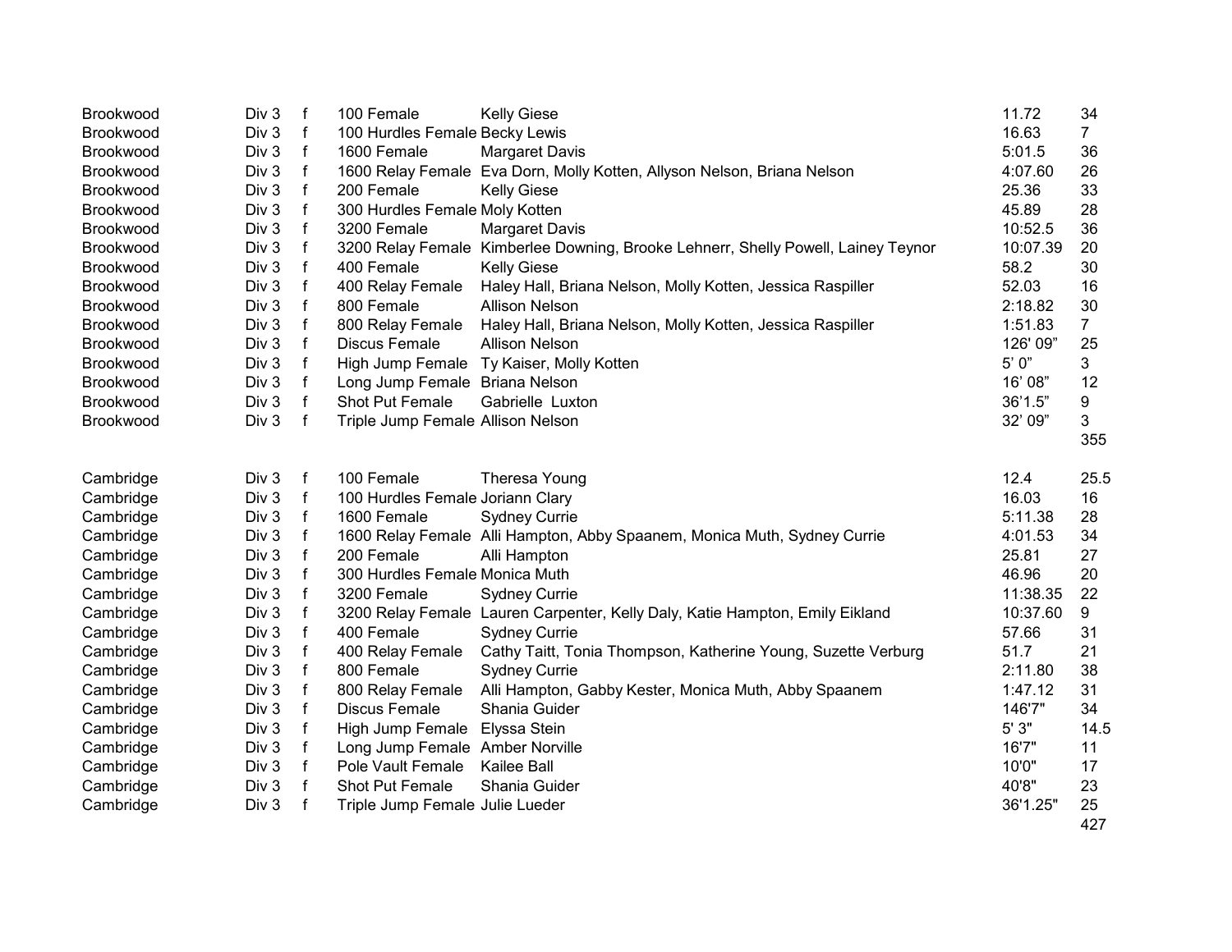| School | Division | Gender | Event | Athlete(s) | Mark | Points |
|---|---|---|---|---|---|---|
| Brookwood | Div 3 | f | 100 Female | Kelly Giese | 11.72 | 34 |
| Brookwood | Div 3 | f | 100 Hurdles Female | Becky Lewis | 16.63 | 7 |
| Brookwood | Div 3 | f | 1600 Female | Margaret Davis | 5:01.5 | 36 |
| Brookwood | Div 3 | f | 1600 Relay Female | Eva Dorn, Molly Kotten, Allyson Nelson, Briana Nelson | 4:07.60 | 26 |
| Brookwood | Div 3 | f | 200 Female | Kelly Giese | 25.36 | 33 |
| Brookwood | Div 3 | f | 300 Hurdles Female | Moly Kotten | 45.89 | 28 |
| Brookwood | Div 3 | f | 3200 Female | Margaret Davis | 10:52.5 | 36 |
| Brookwood | Div 3 | f | 3200 Relay Female | Kimberlee Downing, Brooke Lehnerr, Shelly Powell, Lainey Teynor | 10:07.39 | 20 |
| Brookwood | Div 3 | f | 400 Female | Kelly Giese | 58.2 | 30 |
| Brookwood | Div 3 | f | 400 Relay Female | Haley Hall, Briana Nelson, Molly Kotten, Jessica Raspiller | 52.03 | 16 |
| Brookwood | Div 3 | f | 800 Female | Allison Nelson | 2:18.82 | 30 |
| Brookwood | Div 3 | f | 800 Relay Female | Haley Hall, Briana Nelson, Molly Kotten, Jessica Raspiller | 1:51.83 | 7 |
| Brookwood | Div 3 | f | Discus Female | Allison Nelson | 126' 09" | 25 |
| Brookwood | Div 3 | f | High Jump Female | Ty Kaiser, Molly Kotten | 5' 0" | 3 |
| Brookwood | Div 3 | f | Long Jump Female | Briana Nelson | 16' 08" | 12 |
| Brookwood | Div 3 | f | Shot Put Female | Gabrielle Luxton | 36'1.5" | 9 |
| Brookwood | Div 3 | f | Triple Jump Female | Allison Nelson | 32' 09" | 3 |
| | | | | | | 355 |
| Cambridge | Div 3 | f | 100 Female | Theresa Young | 12.4 | 25.5 |
| Cambridge | Div 3 | f | 100 Hurdles Female | Joriann Clary | 16.03 | 16 |
| Cambridge | Div 3 | f | 1600 Female | Sydney Currie | 5:11.38 | 28 |
| Cambridge | Div 3 | f | 1600 Relay Female | Alli Hampton, Abby Spaanem, Monica Muth, Sydney Currie | 4:01.53 | 34 |
| Cambridge | Div 3 | f | 200 Female | Alli Hampton | 25.81 | 27 |
| Cambridge | Div 3 | f | 300 Hurdles Female | Monica Muth | 46.96 | 20 |
| Cambridge | Div 3 | f | 3200 Female | Sydney Currie | 11:38.35 | 22 |
| Cambridge | Div 3 | f | 3200 Relay Female | Lauren Carpenter, Kelly Daly, Katie Hampton, Emily Eikland | 10:37.60 | 9 |
| Cambridge | Div 3 | f | 400 Female | Sydney Currie | 57.66 | 31 |
| Cambridge | Div 3 | f | 400 Relay Female | Cathy Taitt, Tonia Thompson, Katherine Young, Suzette Verburg | 51.7 | 21 |
| Cambridge | Div 3 | f | 800 Female | Sydney Currie | 2:11.80 | 38 |
| Cambridge | Div 3 | f | 800 Relay Female | Alli Hampton, Gabby Kester, Monica Muth, Abby Spaanem | 1:47.12 | 31 |
| Cambridge | Div 3 | f | Discus Female | Shania Guider | 146'7" | 34 |
| Cambridge | Div 3 | f | High Jump Female | Elyssa Stein | 5' 3" | 14.5 |
| Cambridge | Div 3 | f | Long Jump Female | Amber Norville | 16'7" | 11 |
| Cambridge | Div 3 | f | Pole Vault Female | Kailee Ball | 10'0" | 17 |
| Cambridge | Div 3 | f | Shot Put Female | Shania Guider | 40'8" | 23 |
| Cambridge | Div 3 | f | Triple Jump Female | Julie Lueder | 36'1.25" | 25 |
| | | | | | | 427 |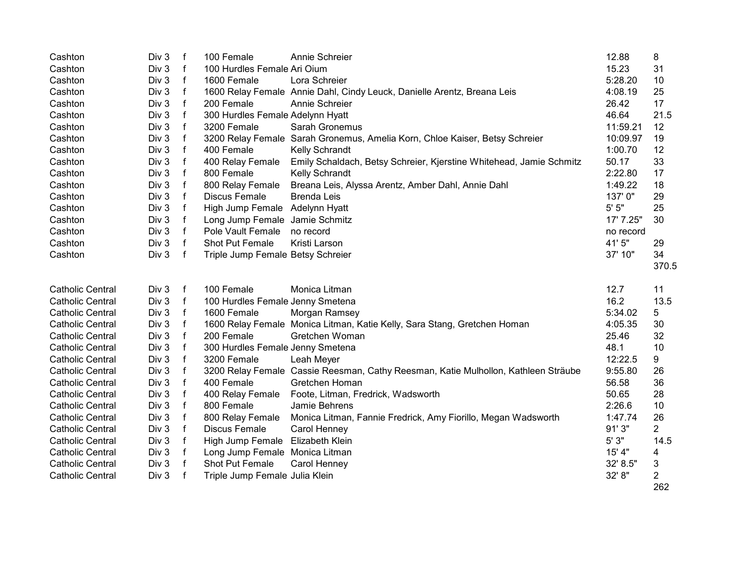| | | | | | | |
|---|---|---|---|---|---|---|
| Cashton | Div 3 | f | 100 Female | Annie Schreier | 12.88 | 8 |
| Cashton | Div 3 | f | 100 Hurdles Female | Ari Oium | 15.23 | 31 |
| Cashton | Div 3 | f | 1600 Female | Lora Schreier | 5:28.20 | 10 |
| Cashton | Div 3 | f | 1600 Relay Female | Annie Dahl, Cindy Leuck, Danielle Arentz, Breana Leis | 4:08.19 | 25 |
| Cashton | Div 3 | f | 200 Female | Annie Schreier | 26.42 | 17 |
| Cashton | Div 3 | f | 300 Hurdles Female | Adelynn Hyatt | 46.64 | 21.5 |
| Cashton | Div 3 | f | 3200 Female | Sarah Gronemus | 11:59.21 | 12 |
| Cashton | Div 3 | f | 3200 Relay Female | Sarah Gronemus, Amelia Korn, Chloe Kaiser, Betsy Schreier | 10:09.97 | 19 |
| Cashton | Div 3 | f | 400 Female | Kelly Schrandt | 1:00.70 | 12 |
| Cashton | Div 3 | f | 400 Relay Female | Emily Schaldach, Betsy Schreier, Kjerstine Whitehead, Jamie Schmitz | 50.17 | 33 |
| Cashton | Div 3 | f | 800 Female | Kelly Schrandt | 2:22.80 | 17 |
| Cashton | Div 3 | f | 800 Relay Female | Breana Leis, Alyssa Arentz, Amber Dahl, Annie Dahl | 1:49.22 | 18 |
| Cashton | Div 3 | f | Discus Female | Brenda Leis | 137' 0" | 29 |
| Cashton | Div 3 | f | High Jump Female | Adelynn Hyatt | 5' 5" | 25 |
| Cashton | Div 3 | f | Long Jump Female | Jamie Schmitz | 17' 7.25" | 30 |
| Cashton | Div 3 | f | Pole Vault Female | no record | no record | |
| Cashton | Div 3 | f | Shot Put Female | Kristi Larson | 41' 5" | 29 |
| Cashton | Div 3 | f | Triple Jump Female | Betsy Schreier | 37' 10" | 34 |
| | | | | | | 370.5 |

| | | | | | | |
|---|---|---|---|---|---|---|
| Catholic Central | Div 3 | f | 100 Female | Monica Litman | 12.7 | 11 |
| Catholic Central | Div 3 | f | 100 Hurdles Female | Jenny Smetena | 16.2 | 13.5 |
| Catholic Central | Div 3 | f | 1600 Female | Morgan Ramsey | 5:34.02 | 5 |
| Catholic Central | Div 3 | f | 1600 Relay Female | Monica Litman, Katie Kelly, Sara Stang, Gretchen Homan | 4:05.35 | 30 |
| Catholic Central | Div 3 | f | 200 Female | Gretchen Woman | 25.46 | 32 |
| Catholic Central | Div 3 | f | 300 Hurdles Female | Jenny Smetena | 48.1 | 10 |
| Catholic Central | Div 3 | f | 3200 Female | Leah Meyer | 12:22.5 | 9 |
| Catholic Central | Div 3 | f | 3200 Relay Female | Cassie Reesman, Cathy Reesman, Katie Mulhollon, Kathleen Sträube | 9:55.80 | 26 |
| Catholic Central | Div 3 | f | 400 Female | Gretchen Homan | 56.58 | 36 |
| Catholic Central | Div 3 | f | 400 Relay Female | Foote, Litman, Fredrick, Wadsworth | 50.65 | 28 |
| Catholic Central | Div 3 | f | 800 Female | Jamie Behrens | 2:26.6 | 10 |
| Catholic Central | Div 3 | f | 800 Relay Female | Monica Litman, Fannie Fredrick, Amy Fiorillo, Megan Wadsworth | 1:47.74 | 26 |
| Catholic Central | Div 3 | f | Discus Female | Carol Henney | 91' 3" | 2 |
| Catholic Central | Div 3 | f | High Jump Female | Elizabeth Klein | 5' 3" | 14.5 |
| Catholic Central | Div 3 | f | Long Jump Female | Monica Litman | 15' 4" | 4 |
| Catholic Central | Div 3 | f | Shot Put Female | Carol Henney | 32' 8.5" | 3 |
| Catholic Central | Div 3 | f | Triple Jump Female | Julia Klein | 32' 8" | 2 |
| | | | | | | 262 |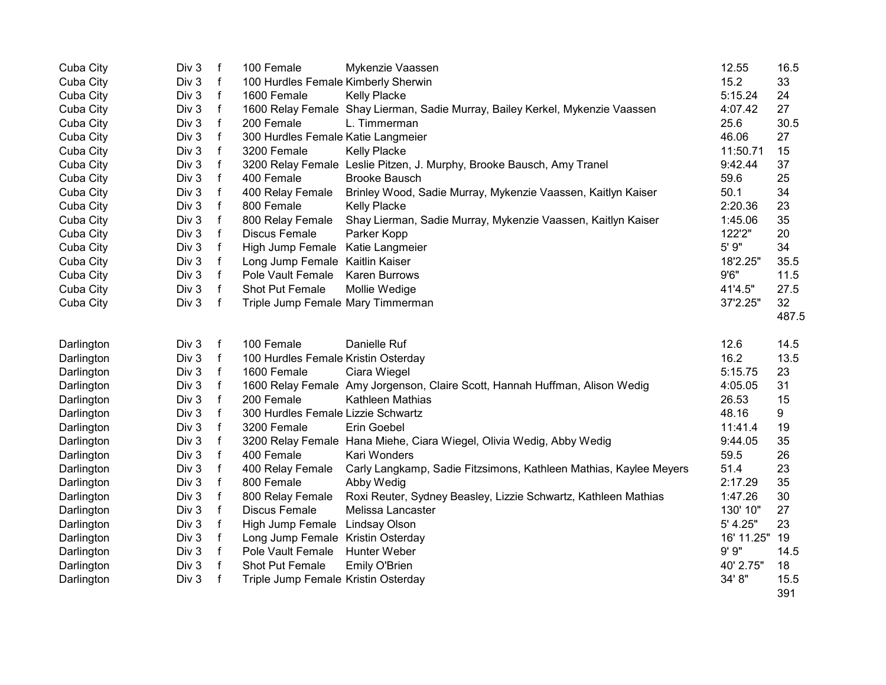| | | | | | | |
|---|---|---|---|---|---|---|
| Cuba City | Div 3 | f | 100 Female | Mykenzie Vaassen | 12.55 | 16.5 |
| Cuba City | Div 3 | f | 100 Hurdles Female | Kimberly Sherwin | 15.2 | 33 |
| Cuba City | Div 3 | f | 1600 Female | Kelly Placke | 5:15.24 | 24 |
| Cuba City | Div 3 | f | 1600 Relay Female | Shay Lierman, Sadie Murray, Bailey Kerkel, Mykenzie Vaassen | 4:07.42 | 27 |
| Cuba City | Div 3 | f | 200 Female | L. Timmerman | 25.6 | 30.5 |
| Cuba City | Div 3 | f | 300 Hurdles Female | Katie Langmeier | 46.06 | 27 |
| Cuba City | Div 3 | f | 3200 Female | Kelly Placke | 11:50.71 | 15 |
| Cuba City | Div 3 | f | 3200 Relay Female | Leslie Pitzen, J. Murphy, Brooke Bausch, Amy Tranel | 9:42.44 | 37 |
| Cuba City | Div 3 | f | 400 Female | Brooke Bausch | 59.6 | 25 |
| Cuba City | Div 3 | f | 400 Relay Female | Brinley Wood, Sadie Murray, Mykenzie Vaassen, Kaitlyn Kaiser | 50.1 | 34 |
| Cuba City | Div 3 | f | 800 Female | Kelly Placke | 2:20.36 | 23 |
| Cuba City | Div 3 | f | 800 Relay Female | Shay Lierman, Sadie Murray, Mykenzie Vaassen, Kaitlyn Kaiser | 1:45.06 | 35 |
| Cuba City | Div 3 | f | Discus Female | Parker Kopp | 122'2" | 20 |
| Cuba City | Div 3 | f | High Jump Female | Katie Langmeier | 5' 9" | 34 |
| Cuba City | Div 3 | f | Long Jump Female | Kaitlin Kaiser | 18'2.25" | 35.5 |
| Cuba City | Div 3 | f | Pole Vault Female | Karen Burrows | 9'6" | 11.5 |
| Cuba City | Div 3 | f | Shot Put Female | Mollie Wedige | 41'4.5" | 27.5 |
| Cuba City | Div 3 | f | Triple Jump Female | Mary Timmerman | 37'2.25" | 32 |
| | | | | | | 487.5 |
| | | | | | | |
| Darlington | Div 3 | f | 100 Female | Danielle Ruf | 12.6 | 14.5 |
| Darlington | Div 3 | f | 100 Hurdles Female | Kristin Osterday | 16.2 | 13.5 |
| Darlington | Div 3 | f | 1600 Female | Ciara Wiegel | 5:15.75 | 23 |
| Darlington | Div 3 | f | 1600 Relay Female | Amy Jorgenson, Claire Scott, Hannah Huffman, Alison Wedig | 4:05.05 | 31 |
| Darlington | Div 3 | f | 200 Female | Kathleen Mathias | 26.53 | 15 |
| Darlington | Div 3 | f | 300 Hurdles Female | Lizzie Schwartz | 48.16 | 9 |
| Darlington | Div 3 | f | 3200 Female | Erin Goebel | 11:41.4 | 19 |
| Darlington | Div 3 | f | 3200 Relay Female | Hana Miehe, Ciara Wiegel, Olivia Wedig, Abby Wedig | 9:44.05 | 35 |
| Darlington | Div 3 | f | 400 Female | Kari Wonders | 59.5 | 26 |
| Darlington | Div 3 | f | 400 Relay Female | Carly Langkamp, Sadie Fitzsimons, Kathleen Mathias, Kaylee Meyers | 51.4 | 23 |
| Darlington | Div 3 | f | 800 Female | Abby Wedig | 2:17.29 | 35 |
| Darlington | Div 3 | f | 800 Relay Female | Roxi Reuter, Sydney Beasley, Lizzie Schwartz, Kathleen Mathias | 1:47.26 | 30 |
| Darlington | Div 3 | f | Discus Female | Melissa Lancaster | 130' 10" | 27 |
| Darlington | Div 3 | f | High Jump Female | Lindsay Olson | 5' 4.25" | 23 |
| Darlington | Div 3 | f | Long Jump Female | Kristin Osterday | 16' 11.25" | 19 |
| Darlington | Div 3 | f | Pole Vault Female | Hunter Weber | 9' 9" | 14.5 |
| Darlington | Div 3 | f | Shot Put Female | Emily O'Brien | 40' 2.75" | 18 |
| Darlington | Div 3 | f | Triple Jump Female | Kristin Osterday | 34' 8" | 15.5 |
| | | | | | | 391 |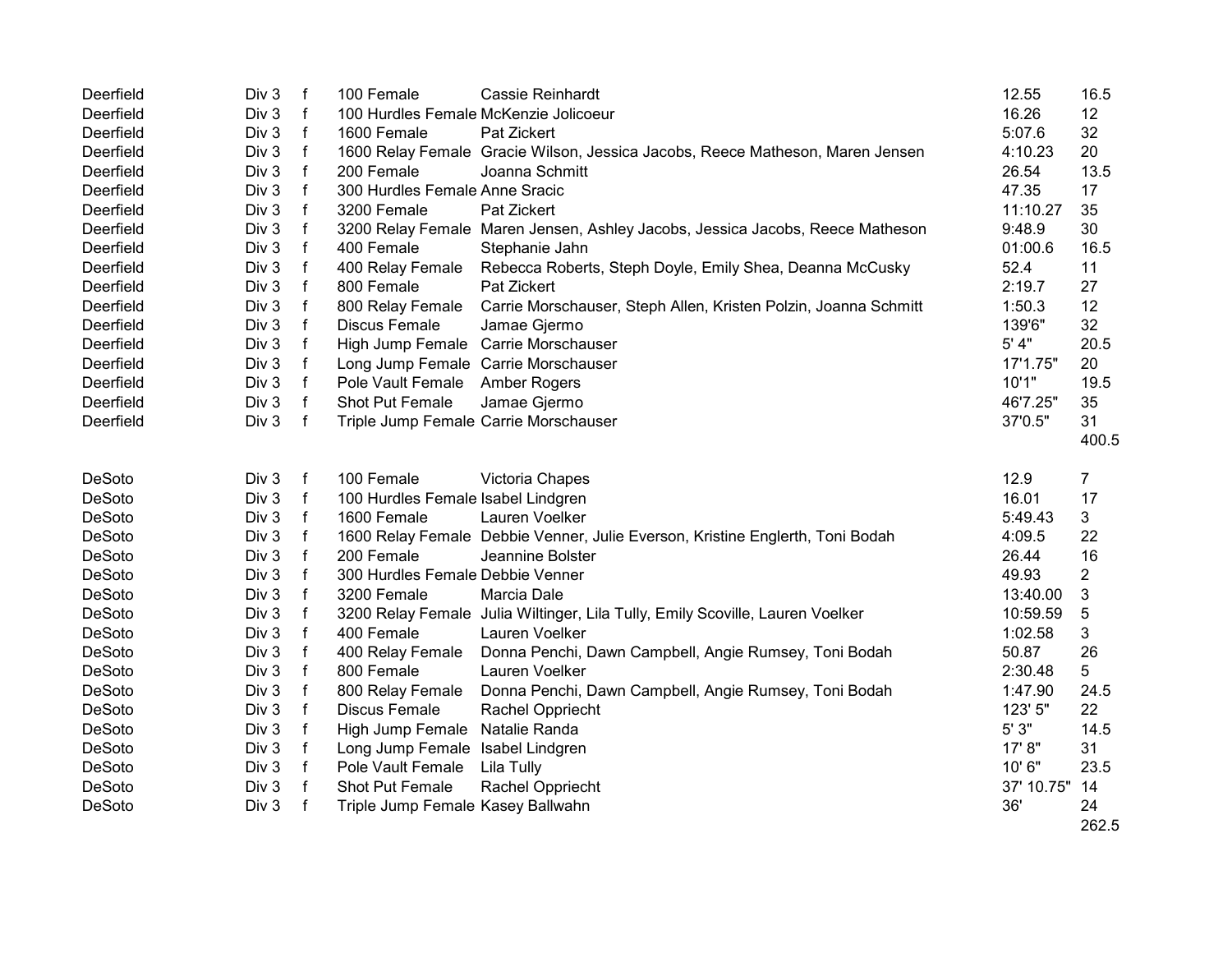| | | | | | | |
|---|---|---|---|---|---|---|
| Deerfield | Div 3 | f | 100 Female | Cassie Reinhardt | 12.55 | 16.5 |
| Deerfield | Div 3 | f | 100 Hurdles Female | McKenzie Jolicoeur | 16.26 | 12 |
| Deerfield | Div 3 | f | 1600 Female | Pat Zickert | 5:07.6 | 32 |
| Deerfield | Div 3 | f | 1600 Relay Female | Gracie Wilson, Jessica Jacobs, Reece Matheson, Maren Jensen | 4:10.23 | 20 |
| Deerfield | Div 3 | f | 200 Female | Joanna Schmitt | 26.54 | 13.5 |
| Deerfield | Div 3 | f | 300 Hurdles Female | Anne Sracic | 47.35 | 17 |
| Deerfield | Div 3 | f | 3200 Female | Pat Zickert | 11:10.27 | 35 |
| Deerfield | Div 3 | f | 3200 Relay Female | Maren Jensen, Ashley Jacobs, Jessica Jacobs, Reece Matheson | 9:48.9 | 30 |
| Deerfield | Div 3 | f | 400 Female | Stephanie Jahn | 01:00.6 | 16.5 |
| Deerfield | Div 3 | f | 400 Relay Female | Rebecca Roberts, Steph Doyle, Emily Shea, Deanna McCusky | 52.4 | 11 |
| Deerfield | Div 3 | f | 800 Female | Pat Zickert | 2:19.7 | 27 |
| Deerfield | Div 3 | f | 800 Relay Female | Carrie Morschauser, Steph Allen, Kristen Polzin, Joanna Schmitt | 1:50.3 | 12 |
| Deerfield | Div 3 | f | Discus Female | Jamae Gjermo | 139'6" | 32 |
| Deerfield | Div 3 | f | High Jump Female | Carrie Morschauser | 5' 4" | 20.5 |
| Deerfield | Div 3 | f | Long Jump Female | Carrie Morschauser | 17'1.75" | 20 |
| Deerfield | Div 3 | f | Pole Vault Female | Amber Rogers | 10'1" | 19.5 |
| Deerfield | Div 3 | f | Shot Put Female | Jamae Gjermo | 46'7.25" | 35 |
| Deerfield | Div 3 | f | Triple Jump Female | Carrie Morschauser | 37'0.5" | 31 |
| | | | | | | 400.5 |
| DeSoto | Div 3 | f | 100 Female | Victoria Chapes | 12.9 | 7 |
| DeSoto | Div 3 | f | 100 Hurdles Female | Isabel Lindgren | 16.01 | 17 |
| DeSoto | Div 3 | f | 1600 Female | Lauren Voelker | 5:49.43 | 3 |
| DeSoto | Div 3 | f | 1600 Relay Female | Debbie Venner, Julie Everson, Kristine Englerth, Toni Bodah | 4:09.5 | 22 |
| DeSoto | Div 3 | f | 200 Female | Jeannine Bolster | 26.44 | 16 |
| DeSoto | Div 3 | f | 300 Hurdles Female | Debbie Venner | 49.93 | 2 |
| DeSoto | Div 3 | f | 3200 Female | Marcia Dale | 13:40.00 | 3 |
| DeSoto | Div 3 | f | 3200 Relay Female | Julia Wiltinger, Lila Tully, Emily Scoville, Lauren Voelker | 10:59.59 | 5 |
| DeSoto | Div 3 | f | 400 Female | Lauren Voelker | 1:02.58 | 3 |
| DeSoto | Div 3 | f | 400 Relay Female | Donna Penchi, Dawn Campbell, Angie Rumsey, Toni Bodah | 50.87 | 26 |
| DeSoto | Div 3 | f | 800 Female | Lauren Voelker | 2:30.48 | 5 |
| DeSoto | Div 3 | f | 800 Relay Female | Donna Penchi, Dawn Campbell, Angie Rumsey, Toni Bodah | 1:47.90 | 24.5 |
| DeSoto | Div 3 | f | Discus Female | Rachel Oppriecht | 123' 5" | 22 |
| DeSoto | Div 3 | f | High Jump Female | Natalie Randa | 5' 3" | 14.5 |
| DeSoto | Div 3 | f | Long Jump Female | Isabel Lindgren | 17' 8" | 31 |
| DeSoto | Div 3 | f | Pole Vault Female | Lila Tully | 10' 6" | 23.5 |
| DeSoto | Div 3 | f | Shot Put Female | Rachel Oppriecht | 37' 10.75" | 14 |
| DeSoto | Div 3 | f | Triple Jump Female | Kasey Ballwahn | 36' | 24 |
| | | | | | | 262.5 |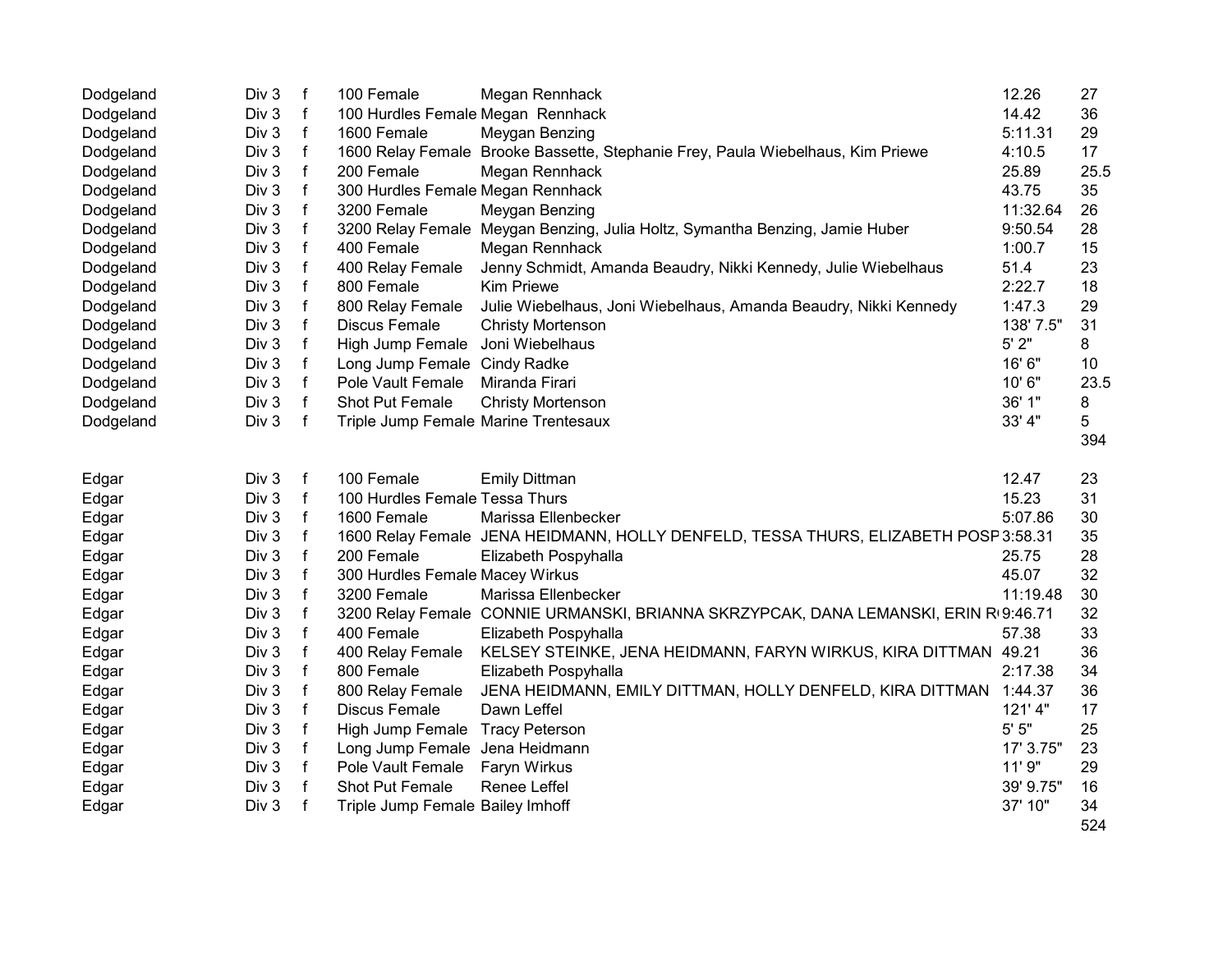| | | | | | | |
|---|---|---|---|---|---|---|
| Dodgeland | Div 3 | f | 100 Female | Megan Rennhack | 12.26 | 27 |
| Dodgeland | Div 3 | f | 100 Hurdles Female | Megan Rennhack | 14.42 | 36 |
| Dodgeland | Div 3 | f | 1600 Female | Meygan Benzing | 5:11.31 | 29 |
| Dodgeland | Div 3 | f | 1600 Relay Female | Brooke Bassette, Stephanie Frey, Paula Wiebelhaus, Kim Priewe | 4:10.5 | 17 |
| Dodgeland | Div 3 | f | 200 Female | Megan Rennhack | 25.89 | 25.5 |
| Dodgeland | Div 3 | f | 300 Hurdles Female | Megan Rennhack | 43.75 | 35 |
| Dodgeland | Div 3 | f | 3200 Female | Meygan Benzing | 11:32.64 | 26 |
| Dodgeland | Div 3 | f | 3200 Relay Female | Meygan Benzing, Julia Holtz, Symantha Benzing, Jamie Huber | 9:50.54 | 28 |
| Dodgeland | Div 3 | f | 400 Female | Megan Rennhack | 1:00.7 | 15 |
| Dodgeland | Div 3 | f | 400 Relay Female | Jenny Schmidt, Amanda Beaudry, Nikki Kennedy, Julie Wiebelhaus | 51.4 | 23 |
| Dodgeland | Div 3 | f | 800 Female | Kim Priewe | 2:22.7 | 18 |
| Dodgeland | Div 3 | f | 800 Relay Female | Julie Wiebelhaus, Joni Wiebelhaus, Amanda Beaudry, Nikki Kennedy | 1:47.3 | 29 |
| Dodgeland | Div 3 | f | Discus Female | Christy Mortenson | 138' 7.5" | 31 |
| Dodgeland | Div 3 | f | High Jump Female | Joni Wiebelhaus | 5' 2" | 8 |
| Dodgeland | Div 3 | f | Long Jump Female | Cindy Radke | 16' 6" | 10 |
| Dodgeland | Div 3 | f | Pole Vault Female | Miranda Firari | 10' 6" | 23.5 |
| Dodgeland | Div 3 | f | Shot Put Female | Christy Mortenson | 36' 1" | 8 |
| Dodgeland | Div 3 | f | Triple Jump Female | Marine Trentesaux | 33' 4" | 5 |
| | | | | | | 394 |
| | | | | | | |
| Edgar | Div 3 | f | 100 Female | Emily Dittman | 12.47 | 23 |
| Edgar | Div 3 | f | 100 Hurdles Female | Tessa Thurs | 15.23 | 31 |
| Edgar | Div 3 | f | 1600 Female | Marissa Ellenbecker | 5:07.86 | 30 |
| Edgar | Div 3 | f | 1600 Relay Female | JENA HEIDMANN, HOLLY DENFELD, TESSA THURS, ELIZABETH POSP | 3:58.31 | 35 |
| Edgar | Div 3 | f | 200 Female | Elizabeth Pospyhalla | 25.75 | 28 |
| Edgar | Div 3 | f | 300 Hurdles Female | Macey Wirkus | 45.07 | 32 |
| Edgar | Div 3 | f | 3200 Female | Marissa Ellenbecker | 11:19.48 | 30 |
| Edgar | Div 3 | f | 3200 Relay Female | CONNIE URMANSKI, BRIANNA SKRZYPCAK, DANA LEMANSKI, ERIN R | 9:46.71 | 32 |
| Edgar | Div 3 | f | 400 Female | Elizabeth Pospyhalla | 57.38 | 33 |
| Edgar | Div 3 | f | 400 Relay Female | KELSEY STEINKE, JENA HEIDMANN, FARYN WIRKUS, KIRA DITTMAN | 49.21 | 36 |
| Edgar | Div 3 | f | 800 Female | Elizabeth Pospyhalla | 2:17.38 | 34 |
| Edgar | Div 3 | f | 800 Relay Female | JENA HEIDMANN, EMILY DITTMAN, HOLLY DENFELD, KIRA DITTMAN | 1:44.37 | 36 |
| Edgar | Div 3 | f | Discus Female | Dawn Leffel | 121' 4" | 17 |
| Edgar | Div 3 | f | High Jump Female | Tracy Peterson | 5' 5" | 25 |
| Edgar | Div 3 | f | Long Jump Female | Jena Heidmann | 17' 3.75" | 23 |
| Edgar | Div 3 | f | Pole Vault Female | Faryn Wirkus | 11' 9" | 29 |
| Edgar | Div 3 | f | Shot Put Female | Renee Leffel | 39' 9.75" | 16 |
| Edgar | Div 3 | f | Triple Jump Female | Bailey Imhoff | 37' 10" | 34 |
| | | | | | | 524 |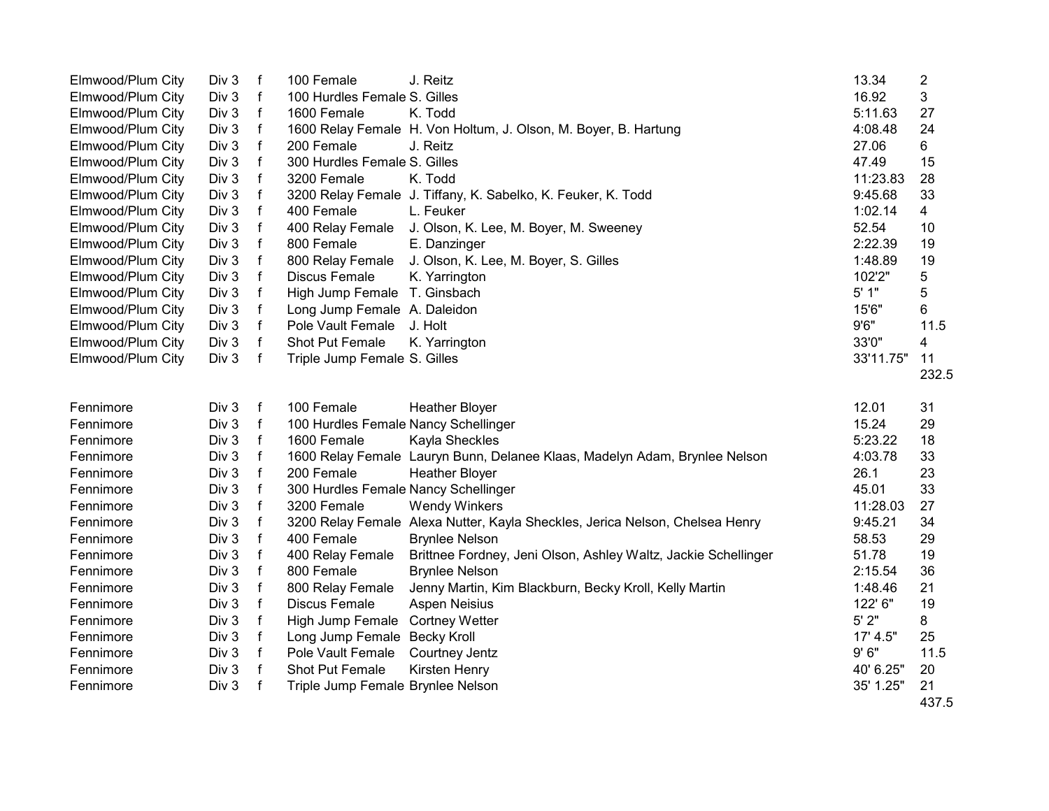| | | | | | | |
|---|---|---|---|---|---|---|
| Elmwood/Plum City | Div 3 | f | 100 Female | J. Reitz | 13.34 | 2 |
| Elmwood/Plum City | Div 3 | f | 100 Hurdles Female | S. Gilles | 16.92 | 3 |
| Elmwood/Plum City | Div 3 | f | 1600 Female | K. Todd | 5:11.63 | 27 |
| Elmwood/Plum City | Div 3 | f | 1600 Relay Female | H. Von Holtum, J. Olson, M. Boyer, B. Hartung | 4:08.48 | 24 |
| Elmwood/Plum City | Div 3 | f | 200 Female | J. Reitz | 27.06 | 6 |
| Elmwood/Plum City | Div 3 | f | 300 Hurdles Female | S. Gilles | 47.49 | 15 |
| Elmwood/Plum City | Div 3 | f | 3200 Female | K. Todd | 11:23.83 | 28 |
| Elmwood/Plum City | Div 3 | f | 3200 Relay Female | J. Tiffany, K. Sabelko, K. Feuker, K. Todd | 9:45.68 | 33 |
| Elmwood/Plum City | Div 3 | f | 400 Female | L. Feuker | 1:02.14 | 4 |
| Elmwood/Plum City | Div 3 | f | 400 Relay Female | J. Olson, K. Lee, M. Boyer, M. Sweeney | 52.54 | 10 |
| Elmwood/Plum City | Div 3 | f | 800 Female | E. Danzinger | 2:22.39 | 19 |
| Elmwood/Plum City | Div 3 | f | 800 Relay Female | J. Olson, K. Lee, M. Boyer, S. Gilles | 1:48.89 | 19 |
| Elmwood/Plum City | Div 3 | f | Discus Female | K. Yarrington | 102'2" | 5 |
| Elmwood/Plum City | Div 3 | f | High Jump Female | T. Ginsbach | 5' 1" | 5 |
| Elmwood/Plum City | Div 3 | f | Long Jump Female | A. Daleidon | 15'6" | 6 |
| Elmwood/Plum City | Div 3 | f | Pole Vault Female | J. Holt | 9'6" | 11.5 |
| Elmwood/Plum City | Div 3 | f | Shot Put Female | K. Yarrington | 33'0" | 4 |
| Elmwood/Plum City | Div 3 | f | Triple Jump Female | S. Gilles | 33'11.75" | 11 |
| | | | | | | 232.5 |
| | | | | | | |
| Fennimore | Div 3 | f | 100 Female | Heather Bloyer | 12.01 | 31 |
| Fennimore | Div 3 | f | 100 Hurdles Female | Nancy Schellinger | 15.24 | 29 |
| Fennimore | Div 3 | f | 1600 Female | Kayla Sheckles | 5:23.22 | 18 |
| Fennimore | Div 3 | f | 1600 Relay Female | Lauryn Bunn, Delanee Klaas, Madelyn Adam, Brynlee Nelson | 4:03.78 | 33 |
| Fennimore | Div 3 | f | 200 Female | Heather Bloyer | 26.1 | 23 |
| Fennimore | Div 3 | f | 300 Hurdles Female | Nancy Schellinger | 45.01 | 33 |
| Fennimore | Div 3 | f | 3200 Female | Wendy Winkers | 11:28.03 | 27 |
| Fennimore | Div 3 | f | 3200 Relay Female | Alexa Nutter, Kayla Sheckles, Jerica Nelson, Chelsea Henry | 9:45.21 | 34 |
| Fennimore | Div 3 | f | 400 Female | Brynlee Nelson | 58.53 | 29 |
| Fennimore | Div 3 | f | 400 Relay Female | Brittnee Fordney, Jeni Olson, Ashley Waltz, Jackie Schellinger | 51.78 | 19 |
| Fennimore | Div 3 | f | 800 Female | Brynlee Nelson | 2:15.54 | 36 |
| Fennimore | Div 3 | f | 800 Relay Female | Jenny Martin, Kim Blackburn, Becky Kroll, Kelly Martin | 1:48.46 | 21 |
| Fennimore | Div 3 | f | Discus Female | Aspen Neisius | 122' 6" | 19 |
| Fennimore | Div 3 | f | High Jump Female | Cortney Wetter | 5' 2" | 8 |
| Fennimore | Div 3 | f | Long Jump Female | Becky Kroll | 17' 4.5" | 25 |
| Fennimore | Div 3 | f | Pole Vault Female | Courtney Jentz | 9' 6" | 11.5 |
| Fennimore | Div 3 | f | Shot Put Female | Kirsten Henry | 40' 6.25" | 20 |
| Fennimore | Div 3 | f | Triple Jump Female | Brynlee Nelson | 35' 1.25" | 21 |
| | | | | | | 437.5 |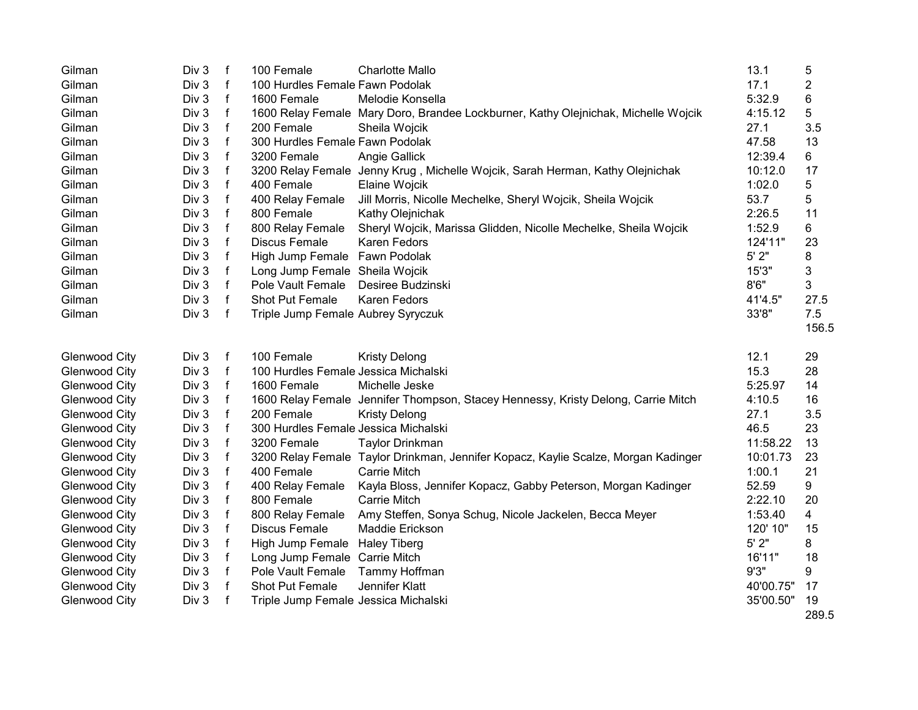| | | | | | | |
|---|---|---|---|---|---|---|
| Gilman | Div 3 | f | 100 Female | Charlotte Mallo | 13.1 | 5 |
| Gilman | Div 3 | f | 100 Hurdles Female | Fawn Podolak | 17.1 | 2 |
| Gilman | Div 3 | f | 1600 Female | Melodie Konsella | 5:32.9 | 6 |
| Gilman | Div 3 | f | 1600 Relay Female | Mary Doro, Brandee Lockburner, Kathy Olejnichak, Michelle Wojcik | 4:15.12 | 5 |
| Gilman | Div 3 | f | 200 Female | Sheila Wojcik | 27.1 | 3.5 |
| Gilman | Div 3 | f | 300 Hurdles Female | Fawn Podolak | 47.58 | 13 |
| Gilman | Div 3 | f | 3200 Female | Angie Gallick | 12:39.4 | 6 |
| Gilman | Div 3 | f | 3200 Relay Female | Jenny Krug , Michelle Wojcik, Sarah Herman, Kathy Olejnichak | 10:12.0 | 17 |
| Gilman | Div 3 | f | 400 Female | Elaine Wojcik | 1:02.0 | 5 |
| Gilman | Div 3 | f | 400 Relay Female | Jill Morris, Nicolle Mechelke, Sheryl Wojcik, Sheila Wojcik | 53.7 | 5 |
| Gilman | Div 3 | f | 800 Female | Kathy Olejnichak | 2:26.5 | 11 |
| Gilman | Div 3 | f | 800 Relay Female | Sheryl Wojcik, Marissa Glidden, Nicolle Mechelke, Sheila Wojcik | 1:52.9 | 6 |
| Gilman | Div 3 | f | Discus Female | Karen Fedors | 124'11" | 23 |
| Gilman | Div 3 | f | High Jump Female | Fawn Podolak | 5' 2" | 8 |
| Gilman | Div 3 | f | Long Jump Female | Sheila Wojcik | 15'3" | 3 |
| Gilman | Div 3 | f | Pole Vault Female | Desiree Budzinski | 8'6" | 3 |
| Gilman | Div 3 | f | Shot Put Female | Karen Fedors | 41'4.5" | 27.5 |
| Gilman | Div 3 | f | Triple Jump Female | Aubrey Syryczuk | 33'8" | 7.5 |
| | | | | | | 156.5 |

| | | | | | | |
|---|---|---|---|---|---|---|
| Glenwood City | Div 3 | f | 100 Female | Kristy Delong | 12.1 | 29 |
| Glenwood City | Div 3 | f | 100 Hurdles Female | Jessica Michalski | 15.3 | 28 |
| Glenwood City | Div 3 | f | 1600 Female | Michelle Jeske | 5:25.97 | 14 |
| Glenwood City | Div 3 | f | 1600 Relay Female | Jennifer Thompson, Stacey Hennessy, Kristy Delong, Carrie Mitch | 4:10.5 | 16 |
| Glenwood City | Div 3 | f | 200 Female | Kristy Delong | 27.1 | 3.5 |
| Glenwood City | Div 3 | f | 300 Hurdles Female | Jessica Michalski | 46.5 | 23 |
| Glenwood City | Div 3 | f | 3200 Female | Taylor Drinkman | 11:58.22 | 13 |
| Glenwood City | Div 3 | f | 3200 Relay Female | Taylor Drinkman, Jennifer Kopacz, Kaylie Scalze, Morgan Kadinger | 10:01.73 | 23 |
| Glenwood City | Div 3 | f | 400 Female | Carrie Mitch | 1:00.1 | 21 |
| Glenwood City | Div 3 | f | 400 Relay Female | Kayla Bloss, Jennifer Kopacz, Gabby Peterson, Morgan Kadinger | 52.59 | 9 |
| Glenwood City | Div 3 | f | 800 Female | Carrie Mitch | 2:22.10 | 20 |
| Glenwood City | Div 3 | f | 800 Relay Female | Amy Steffen, Sonya Schug, Nicole Jackelen, Becca Meyer | 1:53.40 | 4 |
| Glenwood City | Div 3 | f | Discus Female | Maddie Erickson | 120' 10" | 15 |
| Glenwood City | Div 3 | f | High Jump Female | Haley Tiberg | 5' 2" | 8 |
| Glenwood City | Div 3 | f | Long Jump Female | Carrie Mitch | 16'11" | 18 |
| Glenwood City | Div 3 | f | Pole Vault Female | Tammy Hoffman | 9'3" | 9 |
| Glenwood City | Div 3 | f | Shot Put Female | Jennifer Klatt | 40'00.75" | 17 |
| Glenwood City | Div 3 | f | Triple Jump Female | Jessica Michalski | 35'00.50" | 19 |
| | | | | | | 289.5 |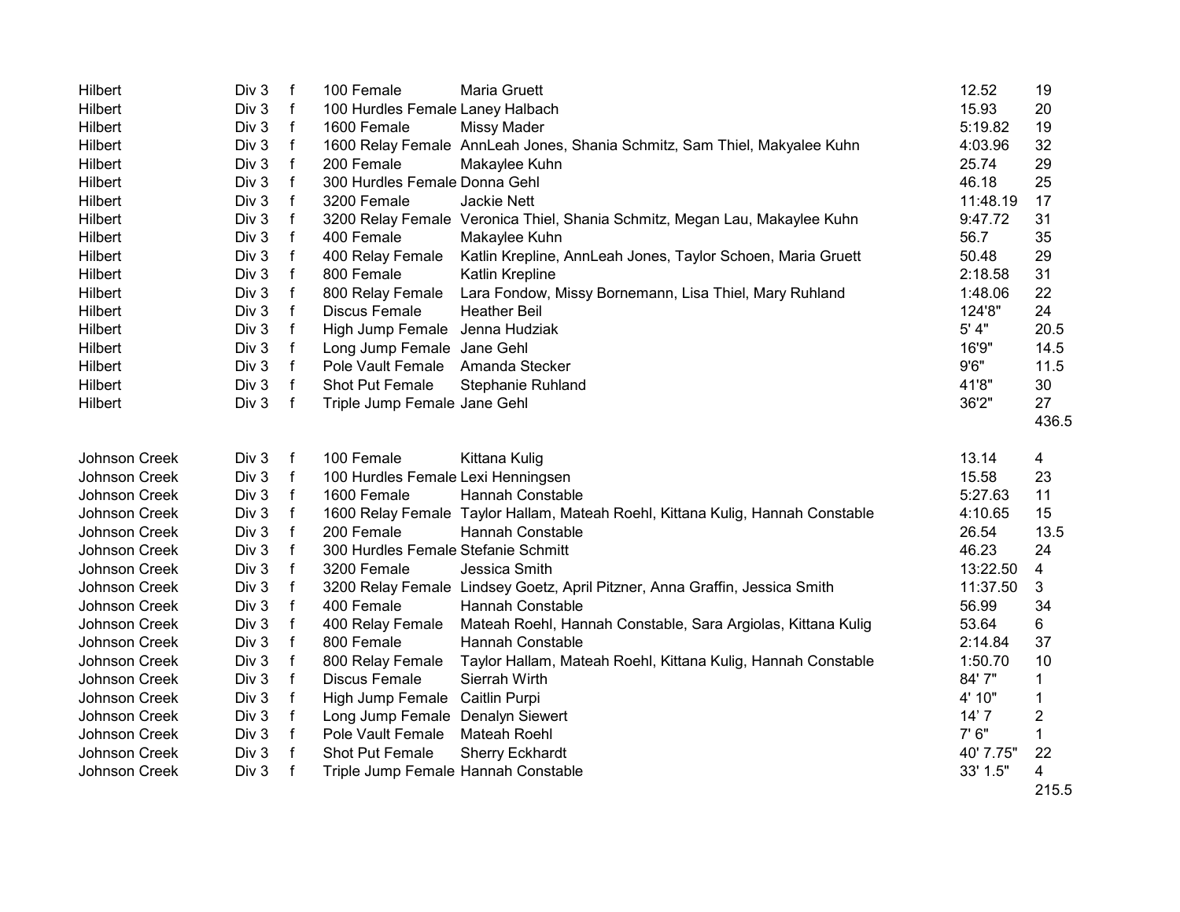| | | | | | | |
|---|---|---|---|---|---|---|
| Hilbert | Div 3 | f | 100 Female | Maria Gruett | 12.52 | 19 |
| Hilbert | Div 3 | f | 100 Hurdles Female | Laney Halbach | 15.93 | 20 |
| Hilbert | Div 3 | f | 1600 Female | Missy Mader | 5:19.82 | 19 |
| Hilbert | Div 3 | f | 1600 Relay Female | AnnLeah Jones, Shania Schmitz, Sam Thiel, Makyalee Kuhn | 4:03.96 | 32 |
| Hilbert | Div 3 | f | 200 Female | Makaylee Kuhn | 25.74 | 29 |
| Hilbert | Div 3 | f | 300 Hurdles Female | Donna Gehl | 46.18 | 25 |
| Hilbert | Div 3 | f | 3200 Female | Jackie Nett | 11:48.19 | 17 |
| Hilbert | Div 3 | f | 3200 Relay Female | Veronica Thiel, Shania Schmitz, Megan Lau, Makaylee Kuhn | 9:47.72 | 31 |
| Hilbert | Div 3 | f | 400 Female | Makaylee Kuhn | 56.7 | 35 |
| Hilbert | Div 3 | f | 400 Relay Female | Katlin Krepline, AnnLeah Jones, Taylor Schoen, Maria Gruett | 50.48 | 29 |
| Hilbert | Div 3 | f | 800 Female | Katlin Krepline | 2:18.58 | 31 |
| Hilbert | Div 3 | f | 800 Relay Female | Lara Fondow, Missy Bornemann, Lisa Thiel, Mary Ruhland | 1:48.06 | 22 |
| Hilbert | Div 3 | f | Discus Female | Heather Beil | 124'8" | 24 |
| Hilbert | Div 3 | f | High Jump Female | Jenna Hudziak | 5' 4" | 20.5 |
| Hilbert | Div 3 | f | Long Jump Female | Jane Gehl | 16'9" | 14.5 |
| Hilbert | Div 3 | f | Pole Vault Female | Amanda Stecker | 9'6" | 11.5 |
| Hilbert | Div 3 | f | Shot Put Female | Stephanie Ruhland | 41'8" | 30 |
| Hilbert | Div 3 | f | Triple Jump Female | Jane Gehl | 36'2" | 27 |
| | | | | | | 436.5 |
| | | | | | | |
| Johnson Creek | Div 3 | f | 100 Female | Kittana Kulig | 13.14 | 4 |
| Johnson Creek | Div 3 | f | 100 Hurdles Female | Lexi Henningsen | 15.58 | 23 |
| Johnson Creek | Div 3 | f | 1600 Female | Hannah Constable | 5:27.63 | 11 |
| Johnson Creek | Div 3 | f | 1600 Relay Female | Taylor Hallam, Mateah Roehl, Kittana Kulig, Hannah Constable | 4:10.65 | 15 |
| Johnson Creek | Div 3 | f | 200 Female | Hannah Constable | 26.54 | 13.5 |
| Johnson Creek | Div 3 | f | 300 Hurdles Female | Stefanie Schmitt | 46.23 | 24 |
| Johnson Creek | Div 3 | f | 3200 Female | Jessica Smith | 13:22.50 | 4 |
| Johnson Creek | Div 3 | f | 3200 Relay Female | Lindsey Goetz, April Pitzner, Anna Graffin, Jessica Smith | 11:37.50 | 3 |
| Johnson Creek | Div 3 | f | 400 Female | Hannah Constable | 56.99 | 34 |
| Johnson Creek | Div 3 | f | 400 Relay Female | Mateah Roehl, Hannah Constable, Sara Argiolas, Kittana Kulig | 53.64 | 6 |
| Johnson Creek | Div 3 | f | 800 Female | Hannah Constable | 2:14.84 | 37 |
| Johnson Creek | Div 3 | f | 800 Relay Female | Taylor Hallam, Mateah Roehl, Kittana Kulig, Hannah Constable | 1:50.70 | 10 |
| Johnson Creek | Div 3 | f | Discus Female | Sierrah Wirth | 84' 7" | 1 |
| Johnson Creek | Div 3 | f | High Jump Female | Caitlin Purpi | 4' 10" | 1 |
| Johnson Creek | Div 3 | f | Long Jump Female | Denalyn Siewert | 14' 7 | 2 |
| Johnson Creek | Div 3 | f | Pole Vault Female | Mateah Roehl | 7' 6" | 1 |
| Johnson Creek | Div 3 | f | Shot Put Female | Sherry Eckhardt | 40' 7.75" | 22 |
| Johnson Creek | Div 3 | f | Triple Jump Female | Hannah Constable | 33' 1.5" | 4 |
| | | | | | | 215.5 |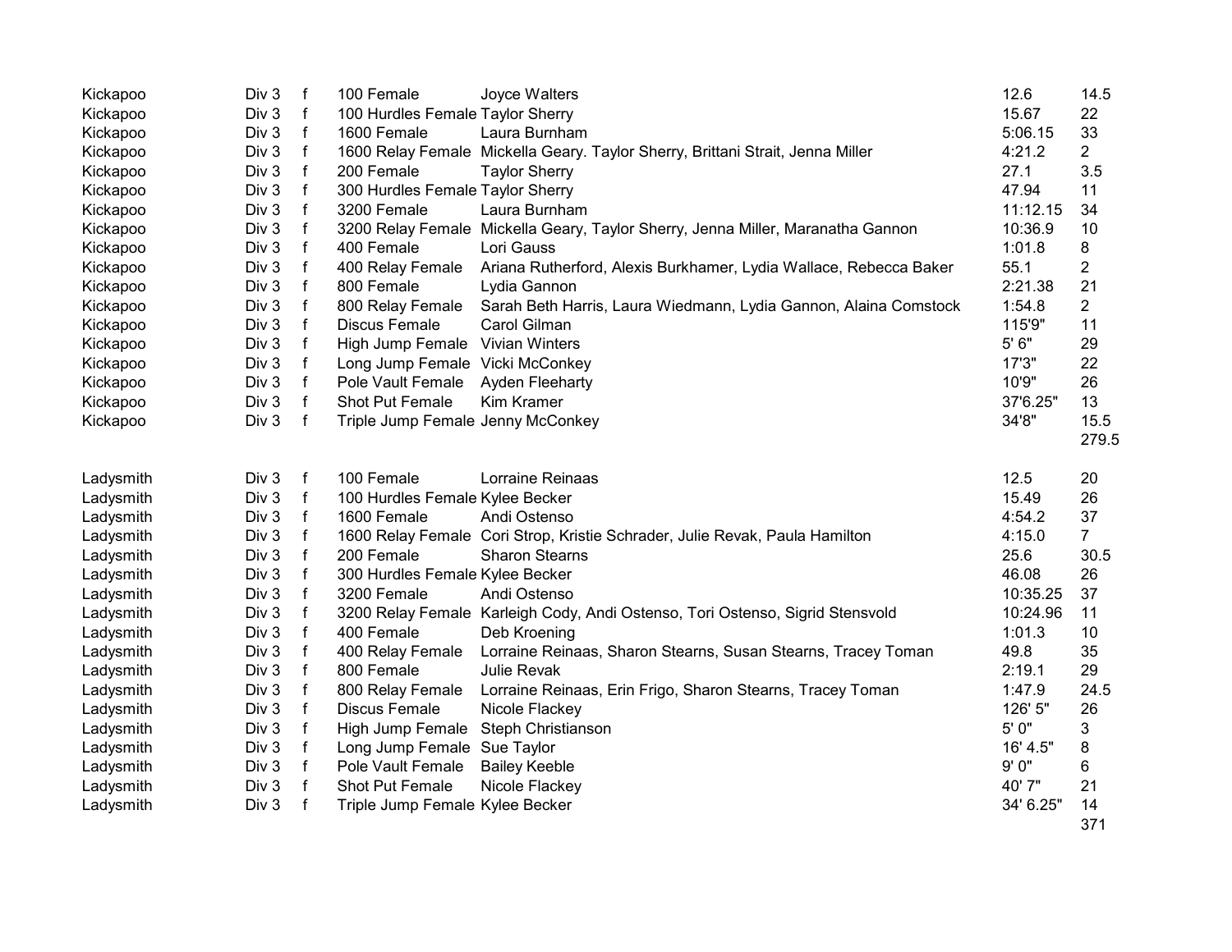| | | | | | | |
|---|---|---|---|---|---|---|
| Kickapoo | Div 3 | f | 100 Female | Joyce Walters | 12.6 | 14.5 |
| Kickapoo | Div 3 | f | 100 Hurdles Female | Taylor Sherry | 15.67 | 22 |
| Kickapoo | Div 3 | f | 1600 Female | Laura Burnham | 5:06.15 | 33 |
| Kickapoo | Div 3 | f | 1600 Relay Female | Mickella Geary. Taylor Sherry, Brittani Strait, Jenna Miller | 4:21.2 | 2 |
| Kickapoo | Div 3 | f | 200 Female | Taylor Sherry | 27.1 | 3.5 |
| Kickapoo | Div 3 | f | 300 Hurdles Female | Taylor Sherry | 47.94 | 11 |
| Kickapoo | Div 3 | f | 3200 Female | Laura Burnham | 11:12.15 | 34 |
| Kickapoo | Div 3 | f | 3200 Relay Female | Mickella Geary, Taylor Sherry, Jenna Miller, Maranatha Gannon | 10:36.9 | 10 |
| Kickapoo | Div 3 | f | 400 Female | Lori Gauss | 1:01.8 | 8 |
| Kickapoo | Div 3 | f | 400 Relay Female | Ariana Rutherford, Alexis Burkhamer, Lydia Wallace, Rebecca Baker | 55.1 | 2 |
| Kickapoo | Div 3 | f | 800 Female | Lydia Gannon | 2:21.38 | 21 |
| Kickapoo | Div 3 | f | 800 Relay Female | Sarah Beth Harris, Laura Wiedmann, Lydia Gannon, Alaina Comstock | 1:54.8 | 2 |
| Kickapoo | Div 3 | f | Discus Female | Carol Gilman | 115'9" | 11 |
| Kickapoo | Div 3 | f | High Jump Female | Vivian Winters | 5' 6" | 29 |
| Kickapoo | Div 3 | f | Long Jump Female | Vicki McConkey | 17'3" | 22 |
| Kickapoo | Div 3 | f | Pole Vault Female | Ayden Fleeharty | 10'9" | 26 |
| Kickapoo | Div 3 | f | Shot Put Female | Kim Kramer | 37'6.25" | 13 |
| Kickapoo | Div 3 | f | Triple Jump Female | Jenny McConkey | 34'8" | 15.5 |
| | | | | | | 279.5 |
| Ladysmith | Div 3 | f | 100 Female | Lorraine Reinaas | 12.5 | 20 |
| Ladysmith | Div 3 | f | 100 Hurdles Female | Kylee Becker | 15.49 | 26 |
| Ladysmith | Div 3 | f | 1600 Female | Andi Ostenso | 4:54.2 | 37 |
| Ladysmith | Div 3 | f | 1600 Relay Female | Cori Strop, Kristie Schrader, Julie Revak, Paula Hamilton | 4:15.0 | 7 |
| Ladysmith | Div 3 | f | 200 Female | Sharon Stearns | 25.6 | 30.5 |
| Ladysmith | Div 3 | f | 300 Hurdles Female | Kylee Becker | 46.08 | 26 |
| Ladysmith | Div 3 | f | 3200 Female | Andi Ostenso | 10:35.25 | 37 |
| Ladysmith | Div 3 | f | 3200 Relay Female | Karleigh Cody, Andi Ostenso, Tori Ostenso, Sigrid Stensvold | 10:24.96 | 11 |
| Ladysmith | Div 3 | f | 400 Female | Deb Kroening | 1:01.3 | 10 |
| Ladysmith | Div 3 | f | 400 Relay Female | Lorraine Reinaas, Sharon Stearns, Susan Stearns, Tracey Toman | 49.8 | 35 |
| Ladysmith | Div 3 | f | 800 Female | Julie Revak | 2:19.1 | 29 |
| Ladysmith | Div 3 | f | 800 Relay Female | Lorraine Reinaas, Erin Frigo, Sharon Stearns, Tracey Toman | 1:47.9 | 24.5 |
| Ladysmith | Div 3 | f | Discus Female | Nicole Flackey | 126' 5" | 26 |
| Ladysmith | Div 3 | f | High Jump Female | Steph Christianson | 5' 0" | 3 |
| Ladysmith | Div 3 | f | Long Jump Female | Sue Taylor | 16' 4.5" | 8 |
| Ladysmith | Div 3 | f | Pole Vault Female | Bailey Keeble | 9' 0" | 6 |
| Ladysmith | Div 3 | f | Shot Put Female | Nicole Flackey | 40' 7" | 21 |
| Ladysmith | Div 3 | f | Triple Jump Female | Kylee Becker | 34' 6.25" | 14 |
| | | | | | | 371 |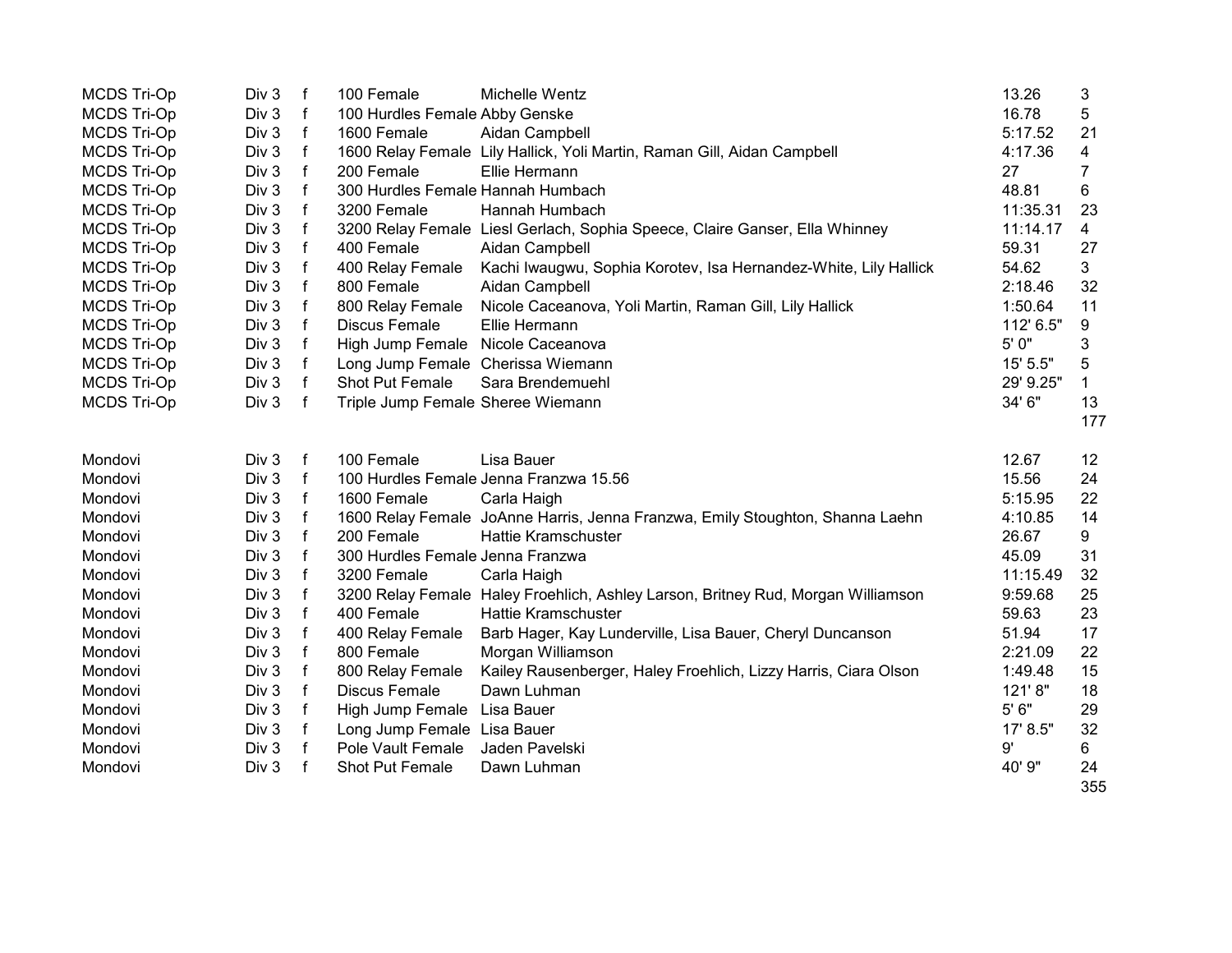| | | | | | | |
|---|---|---|---|---|---|---|
| MCDS Tri-Op | Div 3 | f | 100 Female | Michelle Wentz | 13.26 | 3 |
| MCDS Tri-Op | Div 3 | f | 100 Hurdles Female | Abby Genske | 16.78 | 5 |
| MCDS Tri-Op | Div 3 | f | 1600 Female | Aidan Campbell | 5:17.52 | 21 |
| MCDS Tri-Op | Div 3 | f | 1600 Relay Female | Lily Hallick, Yoli Martin, Raman Gill, Aidan Campbell | 4:17.36 | 4 |
| MCDS Tri-Op | Div 3 | f | 200 Female | Ellie Hermann | 27 | 7 |
| MCDS Tri-Op | Div 3 | f | 300 Hurdles Female | Hannah Humbach | 48.81 | 6 |
| MCDS Tri-Op | Div 3 | f | 3200 Female | Hannah Humbach | 11:35.31 | 23 |
| MCDS Tri-Op | Div 3 | f | 3200 Relay Female | Liesl Gerlach, Sophia Speece, Claire Ganser, Ella Whinney | 11:14.17 | 4 |
| MCDS Tri-Op | Div 3 | f | 400 Female | Aidan Campbell | 59.31 | 27 |
| MCDS Tri-Op | Div 3 | f | 400 Relay Female | Kachi Iwaugwu, Sophia Korotev, Isa Hernandez-White, Lily Hallick | 54.62 | 3 |
| MCDS Tri-Op | Div 3 | f | 800 Female | Aidan Campbell | 2:18.46 | 32 |
| MCDS Tri-Op | Div 3 | f | 800 Relay Female | Nicole Caceanova, Yoli Martin, Raman Gill, Lily Hallick | 1:50.64 | 11 |
| MCDS Tri-Op | Div 3 | f | Discus Female | Ellie Hermann | 112' 6.5" | 9 |
| MCDS Tri-Op | Div 3 | f | High Jump Female | Nicole Caceanova | 5' 0" | 3 |
| MCDS Tri-Op | Div 3 | f | Long Jump Female | Cherissa Wiemann | 15' 5.5" | 5 |
| MCDS Tri-Op | Div 3 | f | Shot Put Female | Sara Brendemuehl | 29' 9.25" | 1 |
| MCDS Tri-Op | Div 3 | f | Triple Jump Female | Sheree Wiemann | 34' 6" | 13 |
| | | | | | | 177 |
| | | | | | | |
| Mondovi | Div 3 | f | 100 Female | Lisa Bauer | 12.67 | 12 |
| Mondovi | Div 3 | f | 100 Hurdles Female | Jenna Franzwa 15.56 | 15.56 | 24 |
| Mondovi | Div 3 | f | 1600 Female | Carla Haigh | 5:15.95 | 22 |
| Mondovi | Div 3 | f | 1600 Relay Female | JoAnne Harris, Jenna Franzwa, Emily Stoughton, Shanna Laehn | 4:10.85 | 14 |
| Mondovi | Div 3 | f | 200 Female | Hattie Kramschuster | 26.67 | 9 |
| Mondovi | Div 3 | f | 300 Hurdles Female | Jenna Franzwa | 45.09 | 31 |
| Mondovi | Div 3 | f | 3200 Female | Carla Haigh | 11:15.49 | 32 |
| Mondovi | Div 3 | f | 3200 Relay Female | Haley Froehlich, Ashley Larson, Britney Rud, Morgan Williamson | 9:59.68 | 25 |
| Mondovi | Div 3 | f | 400 Female | Hattie Kramschuster | 59.63 | 23 |
| Mondovi | Div 3 | f | 400 Relay Female | Barb Hager, Kay Lunderville, Lisa Bauer, Cheryl Duncanson | 51.94 | 17 |
| Mondovi | Div 3 | f | 800 Female | Morgan Williamson | 2:21.09 | 22 |
| Mondovi | Div 3 | f | 800 Relay Female | Kailey Rausenberger, Haley Froehlich, Lizzy Harris, Ciara Olson | 1:49.48 | 15 |
| Mondovi | Div 3 | f | Discus Female | Dawn Luhman | 121' 8" | 18 |
| Mondovi | Div 3 | f | High Jump Female | Lisa Bauer | 5' 6" | 29 |
| Mondovi | Div 3 | f | Long Jump Female | Lisa Bauer | 17' 8.5" | 32 |
| Mondovi | Div 3 | f | Pole Vault Female | Jaden Pavelski | 9' | 6 |
| Mondovi | Div 3 | f | Shot Put Female | Dawn Luhman | 40' 9" | 24 |
| | | | | | | 355 |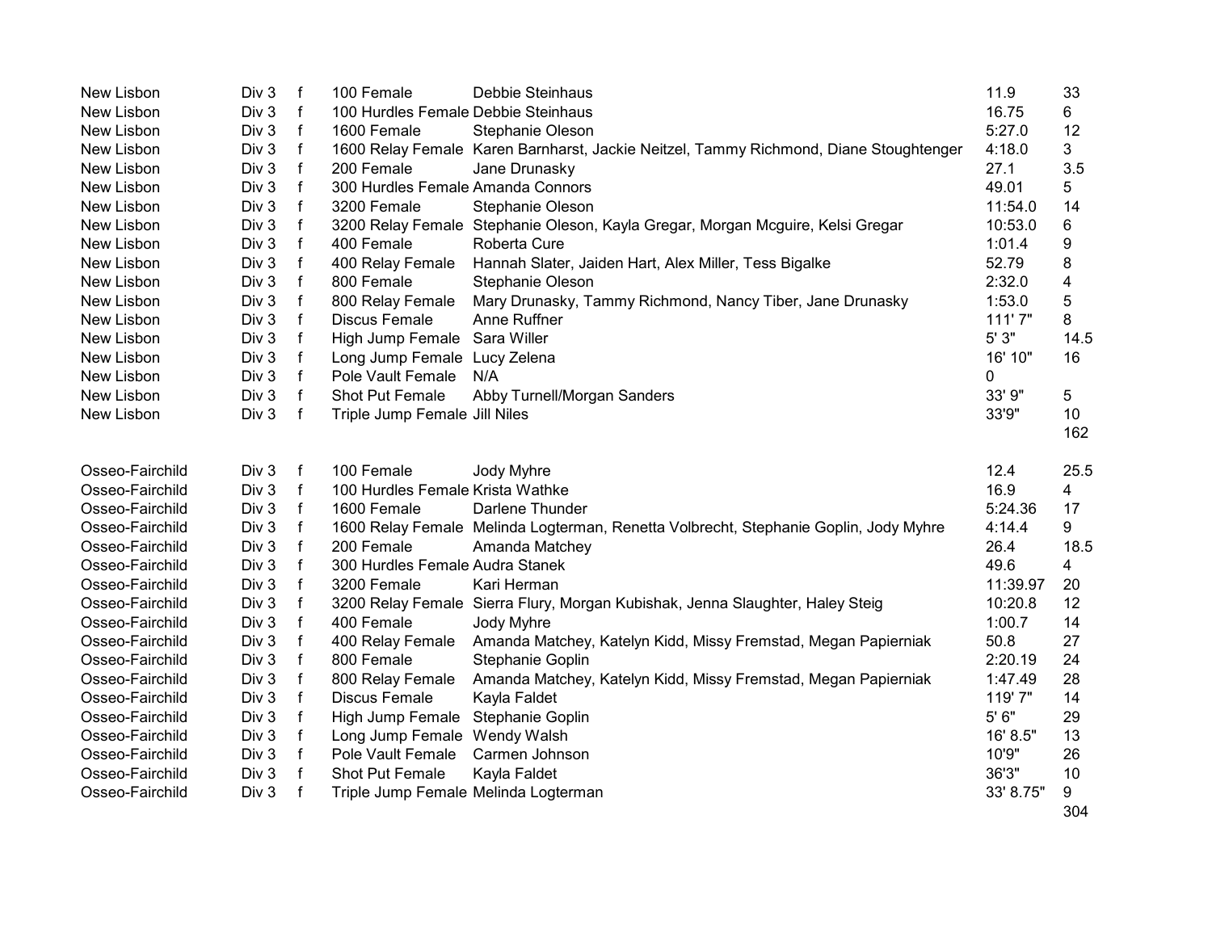| | | | | | | |
|---|---|---|---|---|---|---|
| New Lisbon | Div 3 | f | 100 Female | Debbie Steinhaus | 11.9 | 33 |
| New Lisbon | Div 3 | f | 100 Hurdles Female | Debbie Steinhaus | 16.75 | 6 |
| New Lisbon | Div 3 | f | 1600 Female | Stephanie Oleson | 5:27.0 | 12 |
| New Lisbon | Div 3 | f | 1600 Relay Female | Karen Barnharst, Jackie Neitzel, Tammy Richmond, Diane Stoughtenger | 4:18.0 | 3 |
| New Lisbon | Div 3 | f | 200 Female | Jane Drunasky | 27.1 | 3.5 |
| New Lisbon | Div 3 | f | 300 Hurdles Female | Amanda Connors | 49.01 | 5 |
| New Lisbon | Div 3 | f | 3200 Female | Stephanie Oleson | 11:54.0 | 14 |
| New Lisbon | Div 3 | f | 3200 Relay Female | Stephanie Oleson, Kayla Gregar, Morgan Mcguire, Kelsi Gregar | 10:53.0 | 6 |
| New Lisbon | Div 3 | f | 400 Female | Roberta Cure | 1:01.4 | 9 |
| New Lisbon | Div 3 | f | 400 Relay Female | Hannah Slater, Jaiden Hart, Alex Miller, Tess Bigalke | 52.79 | 8 |
| New Lisbon | Div 3 | f | 800 Female | Stephanie Oleson | 2:32.0 | 4 |
| New Lisbon | Div 3 | f | 800 Relay Female | Mary Drunasky, Tammy Richmond, Nancy Tiber, Jane Drunasky | 1:53.0 | 5 |
| New Lisbon | Div 3 | f | Discus Female | Anne Ruffner | 111' 7" | 8 |
| New Lisbon | Div 3 | f | High Jump Female | Sara Willer | 5' 3" | 14.5 |
| New Lisbon | Div 3 | f | Long Jump Female | Lucy Zelena | 16' 10" | 16 |
| New Lisbon | Div 3 | f | Pole Vault Female | N/A | 0 | |
| New Lisbon | Div 3 | f | Shot Put Female | Abby Turnell/Morgan Sanders | 33' 9" | 5 |
| New Lisbon | Div 3 | f | Triple Jump Female | Jill Niles | 33'9" | 10 |
| | | | | | | 162 |
| | | | | | | |
| Osseo-Fairchild | Div 3 | f | 100 Female | Jody Myhre | 12.4 | 25.5 |
| Osseo-Fairchild | Div 3 | f | 100 Hurdles Female | Krista Wathke | 16.9 | 4 |
| Osseo-Fairchild | Div 3 | f | 1600 Female | Darlene Thunder | 5:24.36 | 17 |
| Osseo-Fairchild | Div 3 | f | 1600 Relay Female | Melinda Logterman, Renetta Volbrecht, Stephanie Goplin, Jody Myhre | 4:14.4 | 9 |
| Osseo-Fairchild | Div 3 | f | 200 Female | Amanda Matchey | 26.4 | 18.5 |
| Osseo-Fairchild | Div 3 | f | 300 Hurdles Female | Audra Stanek | 49.6 | 4 |
| Osseo-Fairchild | Div 3 | f | 3200 Female | Kari Herman | 11:39.97 | 20 |
| Osseo-Fairchild | Div 3 | f | 3200 Relay Female | Sierra Flury, Morgan Kubishak, Jenna Slaughter, Haley Steig | 10:20.8 | 12 |
| Osseo-Fairchild | Div 3 | f | 400 Female | Jody Myhre | 1:00.7 | 14 |
| Osseo-Fairchild | Div 3 | f | 400 Relay Female | Amanda Matchey, Katelyn Kidd, Missy Fremstad, Megan Papierniak | 50.8 | 27 |
| Osseo-Fairchild | Div 3 | f | 800 Female | Stephanie Goplin | 2:20.19 | 24 |
| Osseo-Fairchild | Div 3 | f | 800 Relay Female | Amanda Matchey, Katelyn Kidd, Missy Fremstad, Megan Papierniak | 1:47.49 | 28 |
| Osseo-Fairchild | Div 3 | f | Discus Female | Kayla Faldet | 119' 7" | 14 |
| Osseo-Fairchild | Div 3 | f | High Jump Female | Stephanie Goplin | 5' 6" | 29 |
| Osseo-Fairchild | Div 3 | f | Long Jump Female | Wendy Walsh | 16' 8.5" | 13 |
| Osseo-Fairchild | Div 3 | f | Pole Vault Female | Carmen Johnson | 10'9" | 26 |
| Osseo-Fairchild | Div 3 | f | Shot Put Female | Kayla Faldet | 36'3" | 10 |
| Osseo-Fairchild | Div 3 | f | Triple Jump Female | Melinda Logterman | 33' 8.75" | 9 |
| | | | | | | 304 |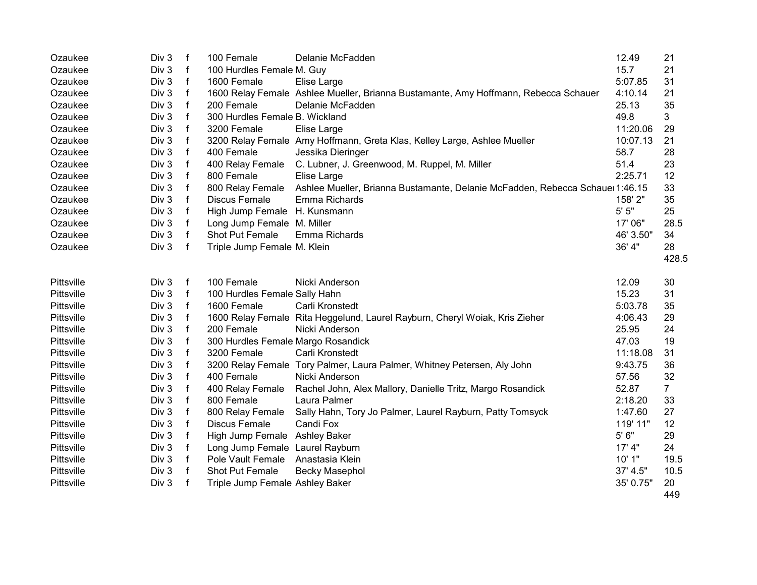| | | | | | | |
|---|---|---|---|---|---|---|
| Ozaukee | Div 3 | f | 100 Female | Delanie McFadden | 12.49 | 21 |
| Ozaukee | Div 3 | f | 100 Hurdles Female | M. Guy | 15.7 | 21 |
| Ozaukee | Div 3 | f | 1600 Female | Elise Large | 5:07.85 | 31 |
| Ozaukee | Div 3 | f | 1600 Relay Female | Ashlee Mueller, Brianna Bustamante, Amy Hoffmann, Rebecca Schauer | 4:10.14 | 21 |
| Ozaukee | Div 3 | f | 200 Female | Delanie McFadden | 25.13 | 35 |
| Ozaukee | Div 3 | f | 300 Hurdles Female | B. Wickland | 49.8 | 3 |
| Ozaukee | Div 3 | f | 3200 Female | Elise Large | 11:20.06 | 29 |
| Ozaukee | Div 3 | f | 3200 Relay Female | Amy Hoffmann, Greta Klas, Kelley Large, Ashlee Mueller | 10:07.13 | 21 |
| Ozaukee | Div 3 | f | 400 Female | Jessika Dieringer | 58.7 | 28 |
| Ozaukee | Div 3 | f | 400 Relay Female | C. Lubner, J. Greenwood, M. Ruppel, M. Miller | 51.4 | 23 |
| Ozaukee | Div 3 | f | 800 Female | Elise Large | 2:25.71 | 12 |
| Ozaukee | Div 3 | f | 800 Relay Female | Ashlee Mueller, Brianna Bustamante, Delanie McFadden, Rebecca Schauer | 1:46.15 | 33 |
| Ozaukee | Div 3 | f | Discus Female | Emma Richards | 158' 2" | 35 |
| Ozaukee | Div 3 | f | High Jump Female | H. Kunsmann | 5' 5" | 25 |
| Ozaukee | Div 3 | f | Long Jump Female | M. Miller | 17' 06" | 28.5 |
| Ozaukee | Div 3 | f | Shot Put Female | Emma Richards | 46' 3.50" | 34 |
| Ozaukee | Div 3 | f | Triple Jump Female | M. Klein | 36' 4" | 28 |
| | | | | | | 428.5 |
| | | | | | | |
| Pittsville | Div 3 | f | 100 Female | Nicki Anderson | 12.09 | 30 |
| Pittsville | Div 3 | f | 100 Hurdles Female | Sally Hahn | 15.23 | 31 |
| Pittsville | Div 3 | f | 1600 Female | Carli Kronstedt | 5:03.78 | 35 |
| Pittsville | Div 3 | f | 1600 Relay Female | Rita Heggelund, Laurel Rayburn, Cheryl Woiak, Kris Zieher | 4:06.43 | 29 |
| Pittsville | Div 3 | f | 200 Female | Nicki Anderson | 25.95 | 24 |
| Pittsville | Div 3 | f | 300 Hurdles Female | Margo Rosandick | 47.03 | 19 |
| Pittsville | Div 3 | f | 3200 Female | Carli Kronstedt | 11:18.08 | 31 |
| Pittsville | Div 3 | f | 3200 Relay Female | Tory Palmer, Laura Palmer, Whitney Petersen, Aly John | 9:43.75 | 36 |
| Pittsville | Div 3 | f | 400 Female | Nicki Anderson | 57.56 | 32 |
| Pittsville | Div 3 | f | 400 Relay Female | Rachel John, Alex Mallory, Danielle Tritz, Margo Rosandick | 52.87 | 7 |
| Pittsville | Div 3 | f | 800 Female | Laura Palmer | 2:18.20 | 33 |
| Pittsville | Div 3 | f | 800 Relay Female | Sally Hahn, Tory Jo Palmer, Laurel Rayburn, Patty Tomsyck | 1:47.60 | 27 |
| Pittsville | Div 3 | f | Discus Female | Candi Fox | 119' 11" | 12 |
| Pittsville | Div 3 | f | High Jump Female | Ashley Baker | 5' 6" | 29 |
| Pittsville | Div 3 | f | Long Jump Female | Laurel Rayburn | 17' 4" | 24 |
| Pittsville | Div 3 | f | Pole Vault Female | Anastasia Klein | 10' 1" | 19.5 |
| Pittsville | Div 3 | f | Shot Put Female | Becky Masephol | 37' 4.5" | 10.5 |
| Pittsville | Div 3 | f | Triple Jump Female | Ashley Baker | 35' 0.75" | 20 |
| | | | | | | 449 |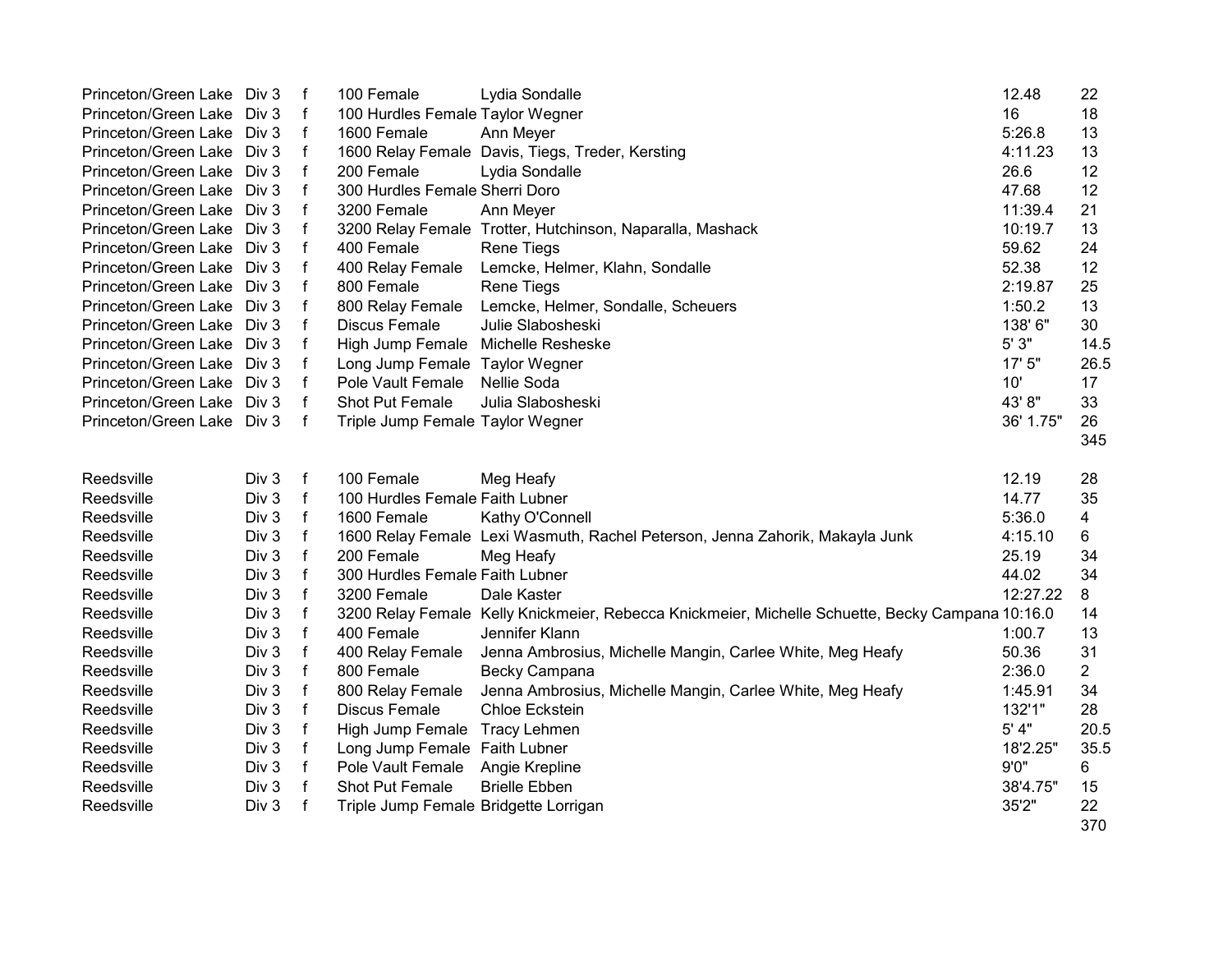| | | | | | | |
|---|---|---|---|---|---|---|
| Princeton/Green Lake | Div 3 | f | 100 Female | Lydia Sondalle | 12.48 | 22 |
| Princeton/Green Lake | Div 3 | f | 100 Hurdles Female | Taylor Wegner | 16 | 18 |
| Princeton/Green Lake | Div 3 | f | 1600 Female | Ann Meyer | 5:26.8 | 13 |
| Princeton/Green Lake | Div 3 | f | 1600 Relay Female | Davis, Tiegs, Treder, Kersting | 4:11.23 | 13 |
| Princeton/Green Lake | Div 3 | f | 200 Female | Lydia Sondalle | 26.6 | 12 |
| Princeton/Green Lake | Div 3 | f | 300 Hurdles Female | Sherri Doro | 47.68 | 12 |
| Princeton/Green Lake | Div 3 | f | 3200 Female | Ann Meyer | 11:39.4 | 21 |
| Princeton/Green Lake | Div 3 | f | 3200 Relay Female | Trotter, Hutchinson, Naparalla, Mashack | 10:19.7 | 13 |
| Princeton/Green Lake | Div 3 | f | 400 Female | Rene Tiegs | 59.62 | 24 |
| Princeton/Green Lake | Div 3 | f | 400 Relay Female | Lemcke, Helmer, Klahn, Sondalle | 52.38 | 12 |
| Princeton/Green Lake | Div 3 | f | 800 Female | Rene Tiegs | 2:19.87 | 25 |
| Princeton/Green Lake | Div 3 | f | 800 Relay Female | Lemcke, Helmer, Sondalle, Scheuers | 1:50.2 | 13 |
| Princeton/Green Lake | Div 3 | f | Discus Female | Julie Slabosheski | 138' 6" | 30 |
| Princeton/Green Lake | Div 3 | f | High Jump Female | Michelle Resheske | 5' 3" | 14.5 |
| Princeton/Green Lake | Div 3 | f | Long Jump Female | Taylor Wegner | 17' 5" | 26.5 |
| Princeton/Green Lake | Div 3 | f | Pole Vault Female | Nellie Soda | 10' | 17 |
| Princeton/Green Lake | Div 3 | f | Shot Put Female | Julia Slabosheski | 43' 8" | 33 |
| Princeton/Green Lake | Div 3 | f | Triple Jump Female | Taylor Wegner | 36' 1.75" | 26 |
| | | | | | | 345 |

| | | | | | | |
|---|---|---|---|---|---|---|
| Reedsville | Div 3 | f | 100 Female | Meg Heafy | 12.19 | 28 |
| Reedsville | Div 3 | f | 100 Hurdles Female | Faith Lubner | 14.77 | 35 |
| Reedsville | Div 3 | f | 1600 Female | Kathy O'Connell | 5:36.0 | 4 |
| Reedsville | Div 3 | f | 1600 Relay Female | Lexi Wasmuth, Rachel Peterson, Jenna Zahorik, Makayla Junk | 4:15.10 | 6 |
| Reedsville | Div 3 | f | 200 Female | Meg Heafy | 25.19 | 34 |
| Reedsville | Div 3 | f | 300 Hurdles Female | Faith Lubner | 44.02 | 34 |
| Reedsville | Div 3 | f | 3200 Female | Dale Kaster | 12:27.22 | 8 |
| Reedsville | Div 3 | f | 3200 Relay Female | Kelly Knickmeier, Rebecca Knickmeier, Michelle Schuette, Becky Campana | 10:16.0 | 14 |
| Reedsville | Div 3 | f | 400 Female | Jennifer Klann | 1:00.7 | 13 |
| Reedsville | Div 3 | f | 400 Relay Female | Jenna Ambrosius, Michelle Mangin, Carlee White, Meg Heafy | 50.36 | 31 |
| Reedsville | Div 3 | f | 800 Female | Becky Campana | 2:36.0 | 2 |
| Reedsville | Div 3 | f | 800 Relay Female | Jenna Ambrosius, Michelle Mangin, Carlee White, Meg Heafy | 1:45.91 | 34 |
| Reedsville | Div 3 | f | Discus Female | Chloe Eckstein | 132'1" | 28 |
| Reedsville | Div 3 | f | High Jump Female | Tracy Lehmen | 5' 4" | 20.5 |
| Reedsville | Div 3 | f | Long Jump Female | Faith Lubner | 18'2.25" | 35.5 |
| Reedsville | Div 3 | f | Pole Vault Female | Angie Krepline | 9'0" | 6 |
| Reedsville | Div 3 | f | Shot Put Female | Brielle Ebben | 38'4.75" | 15 |
| Reedsville | Div 3 | f | Triple Jump Female | Bridgette Lorrigan | 35'2" | 22 |
| | | | | | | 370 |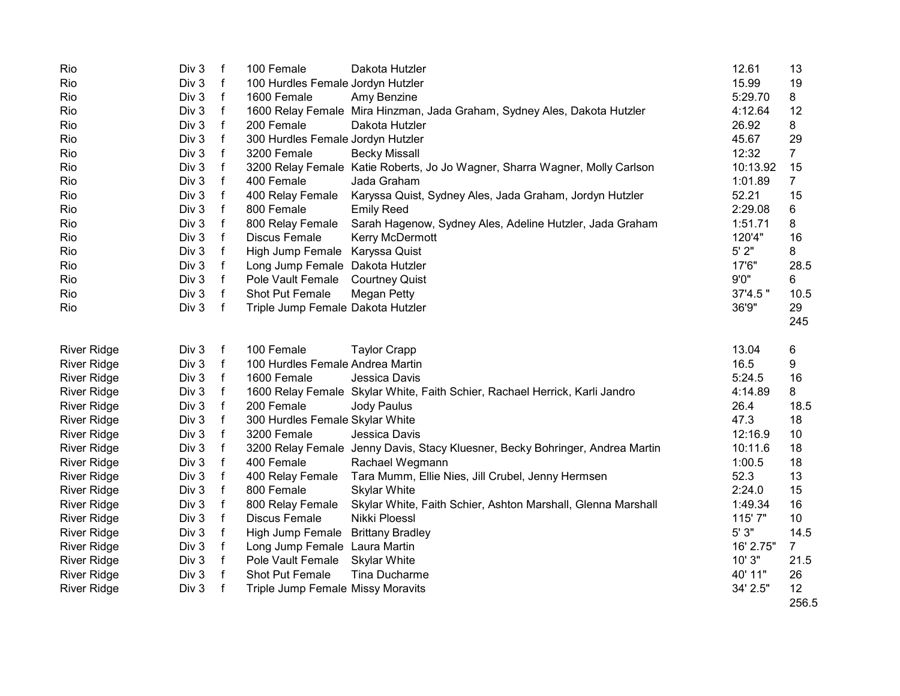| | | | | | | |
|---|---|---|---|---|---|---|
| Rio | Div 3 | f | 100 Female | Dakota Hutzler | 12.61 | 13 |
| Rio | Div 3 | f | 100 Hurdles Female | Jordyn Hutzler | 15.99 | 19 |
| Rio | Div 3 | f | 1600 Female | Amy Benzine | 5:29.70 | 8 |
| Rio | Div 3 | f | 1600 Relay Female | Mira Hinzman, Jada Graham, Sydney Ales, Dakota Hutzler | 4:12.64 | 12 |
| Rio | Div 3 | f | 200 Female | Dakota Hutzler | 26.92 | 8 |
| Rio | Div 3 | f | 300 Hurdles Female | Jordyn Hutzler | 45.67 | 29 |
| Rio | Div 3 | f | 3200 Female | Becky Missall | 12:32 | 7 |
| Rio | Div 3 | f | 3200 Relay Female | Katie Roberts, Jo Jo Wagner, Sharra Wagner, Molly Carlson | 10:13.92 | 15 |
| Rio | Div 3 | f | 400 Female | Jada Graham | 1:01.89 | 7 |
| Rio | Div 3 | f | 400 Relay Female | Karyssa Quist, Sydney Ales, Jada Graham, Jordyn Hutzler | 52.21 | 15 |
| Rio | Div 3 | f | 800 Female | Emily Reed | 2:29.08 | 6 |
| Rio | Div 3 | f | 800 Relay Female | Sarah Hagenow, Sydney Ales, Adeline Hutzler, Jada Graham | 1:51.71 | 8 |
| Rio | Div 3 | f | Discus Female | Kerry McDermott | 120'4" | 16 |
| Rio | Div 3 | f | High Jump Female | Karyssa Quist | 5' 2" | 8 |
| Rio | Div 3 | f | Long Jump Female | Dakota Hutzler | 17'6" | 28.5 |
| Rio | Div 3 | f | Pole Vault Female | Courtney Quist | 9'0" | 6 |
| Rio | Div 3 | f | Shot Put Female | Megan Petty | 37'4.5 " | 10.5 |
| Rio | Div 3 | f | Triple Jump Female | Dakota Hutzler | 36'9" | 29 |
| | | | | | | 245 |
| | | | | | | |
| River Ridge | Div 3 | f | 100 Female | Taylor Crapp | 13.04 | 6 |
| River Ridge | Div 3 | f | 100 Hurdles Female | Andrea Martin | 16.5 | 9 |
| River Ridge | Div 3 | f | 1600 Female | Jessica Davis | 5:24.5 | 16 |
| River Ridge | Div 3 | f | 1600 Relay Female | Skylar White, Faith Schier, Rachael Herrick, Karli Jandro | 4:14.89 | 8 |
| River Ridge | Div 3 | f | 200 Female | Jody Paulus | 26.4 | 18.5 |
| River Ridge | Div 3 | f | 300 Hurdles Female | Skylar White | 47.3 | 18 |
| River Ridge | Div 3 | f | 3200 Female | Jessica Davis | 12:16.9 | 10 |
| River Ridge | Div 3 | f | 3200 Relay Female | Jenny Davis, Stacy Kluesner, Becky Bohringer, Andrea Martin | 10:11.6 | 18 |
| River Ridge | Div 3 | f | 400 Female | Rachael Wegmann | 1:00.5 | 18 |
| River Ridge | Div 3 | f | 400 Relay Female | Tara Mumm, Ellie Nies, Jill Crubel, Jenny Hermsen | 52.3 | 13 |
| River Ridge | Div 3 | f | 800 Female | Skylar White | 2:24.0 | 15 |
| River Ridge | Div 3 | f | 800 Relay Female | Skylar White, Faith Schier, Ashton Marshall, Glenna Marshall | 1:49.34 | 16 |
| River Ridge | Div 3 | f | Discus Female | Nikki Ploessl | 115' 7" | 10 |
| River Ridge | Div 3 | f | High Jump Female | Brittany Bradley | 5' 3" | 14.5 |
| River Ridge | Div 3 | f | Long Jump Female | Laura Martin | 16' 2.75" | 7 |
| River Ridge | Div 3 | f | Pole Vault Female | Skylar White | 10' 3" | 21.5 |
| River Ridge | Div 3 | f | Shot Put Female | Tina Ducharme | 40' 11" | 26 |
| River Ridge | Div 3 | f | Triple Jump Female | Missy Moravits | 34' 2.5" | 12 |
| | | | | | | 256.5 |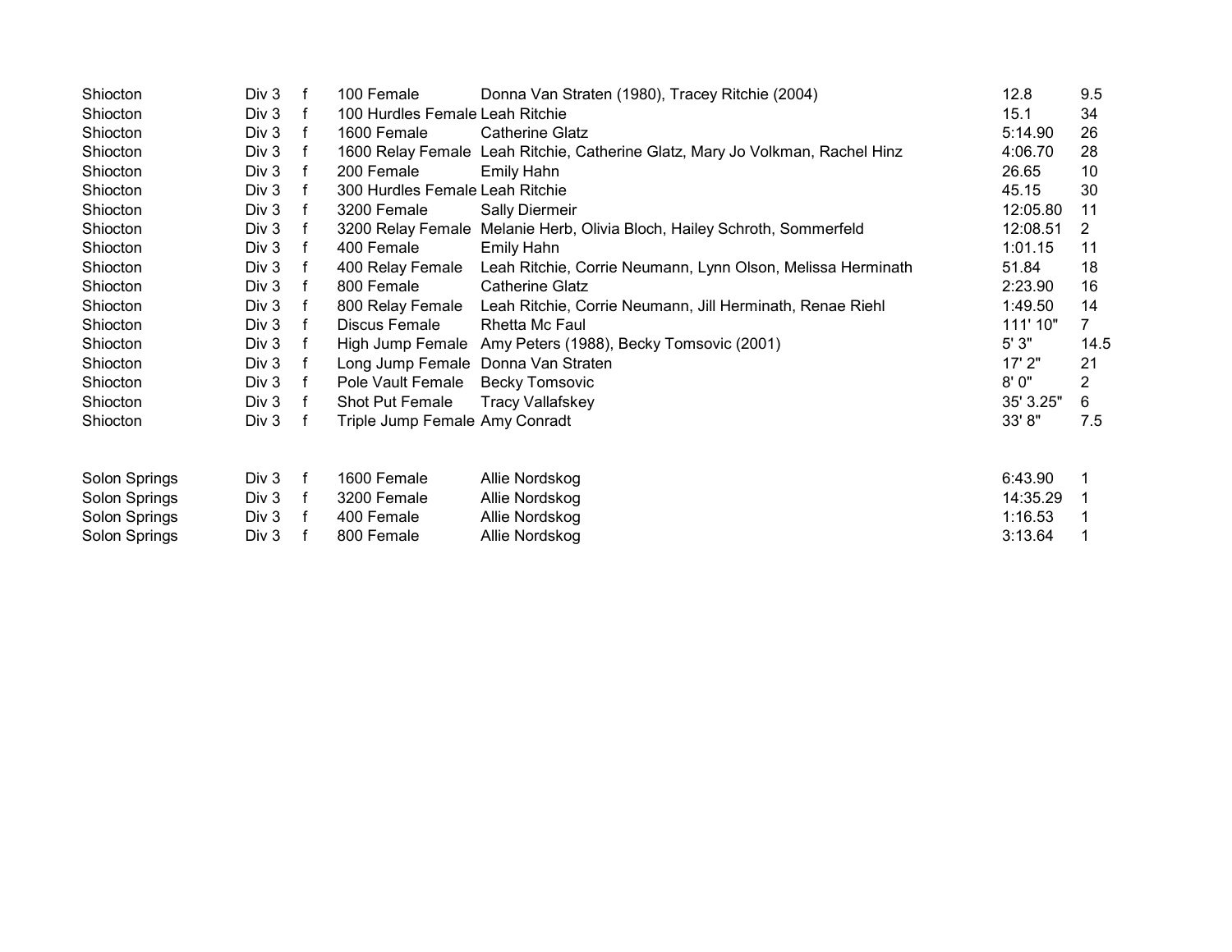| | | | | | | |
|---|---|---|---|---|---|---|
| Shiocton | Div 3 | f | 100 Female | Donna Van Straten (1980), Tracey Ritchie (2004) | 12.8 | 9.5 |
| Shiocton | Div 3 | f | 100 Hurdles Female | Leah Ritchie | 15.1 | 34 |
| Shiocton | Div 3 | f | 1600 Female | Catherine Glatz | 5:14.90 | 26 |
| Shiocton | Div 3 | f | 1600 Relay Female | Leah Ritchie, Catherine Glatz, Mary Jo Volkman, Rachel Hinz | 4:06.70 | 28 |
| Shiocton | Div 3 | f | 200 Female | Emily Hahn | 26.65 | 10 |
| Shiocton | Div 3 | f | 300 Hurdles Female | Leah Ritchie | 45.15 | 30 |
| Shiocton | Div 3 | f | 3200 Female | Sally Diermeir | 12:05.80 | 11 |
| Shiocton | Div 3 | f | 3200 Relay Female | Melanie Herb, Olivia Bloch, Hailey Schroth, Sommerfeld | 12:08.51 | 2 |
| Shiocton | Div 3 | f | 400 Female | Emily Hahn | 1:01.15 | 11 |
| Shiocton | Div 3 | f | 400 Relay Female | Leah Ritchie, Corrie Neumann, Lynn Olson, Melissa Herminath | 51.84 | 18 |
| Shiocton | Div 3 | f | 800 Female | Catherine Glatz | 2:23.90 | 16 |
| Shiocton | Div 3 | f | 800 Relay Female | Leah Ritchie, Corrie Neumann, Jill Herminath, Renae Riehl | 1:49.50 | 14 |
| Shiocton | Div 3 | f | Discus Female | Rhetta Mc Faul | 111' 10" | 7 |
| Shiocton | Div 3 | f | High Jump Female | Amy Peters (1988), Becky Tomsovic (2001) | 5' 3" | 14.5 |
| Shiocton | Div 3 | f | Long Jump Female | Donna Van Straten | 17' 2" | 21 |
| Shiocton | Div 3 | f | Pole Vault Female | Becky Tomsovic | 8' 0" | 2 |
| Shiocton | Div 3 | f | Shot Put Female | Tracy Vallafskey | 35' 3.25" | 6 |
| Shiocton | Div 3 | f | Triple Jump Female | Amy Conradt | 33' 8" | 7.5 |
| | | | | | | |
| Solon Springs | Div 3 | f | 1600 Female | Allie Nordskog | 6:43.90 | 1 |
| Solon Springs | Div 3 | f | 3200 Female | Allie Nordskog | 14:35.29 | 1 |
| Solon Springs | Div 3 | f | 400 Female | Allie Nordskog | 1:16.53 | 1 |
| Solon Springs | Div 3 | f | 800 Female | Allie Nordskog | 3:13.64 | 1 |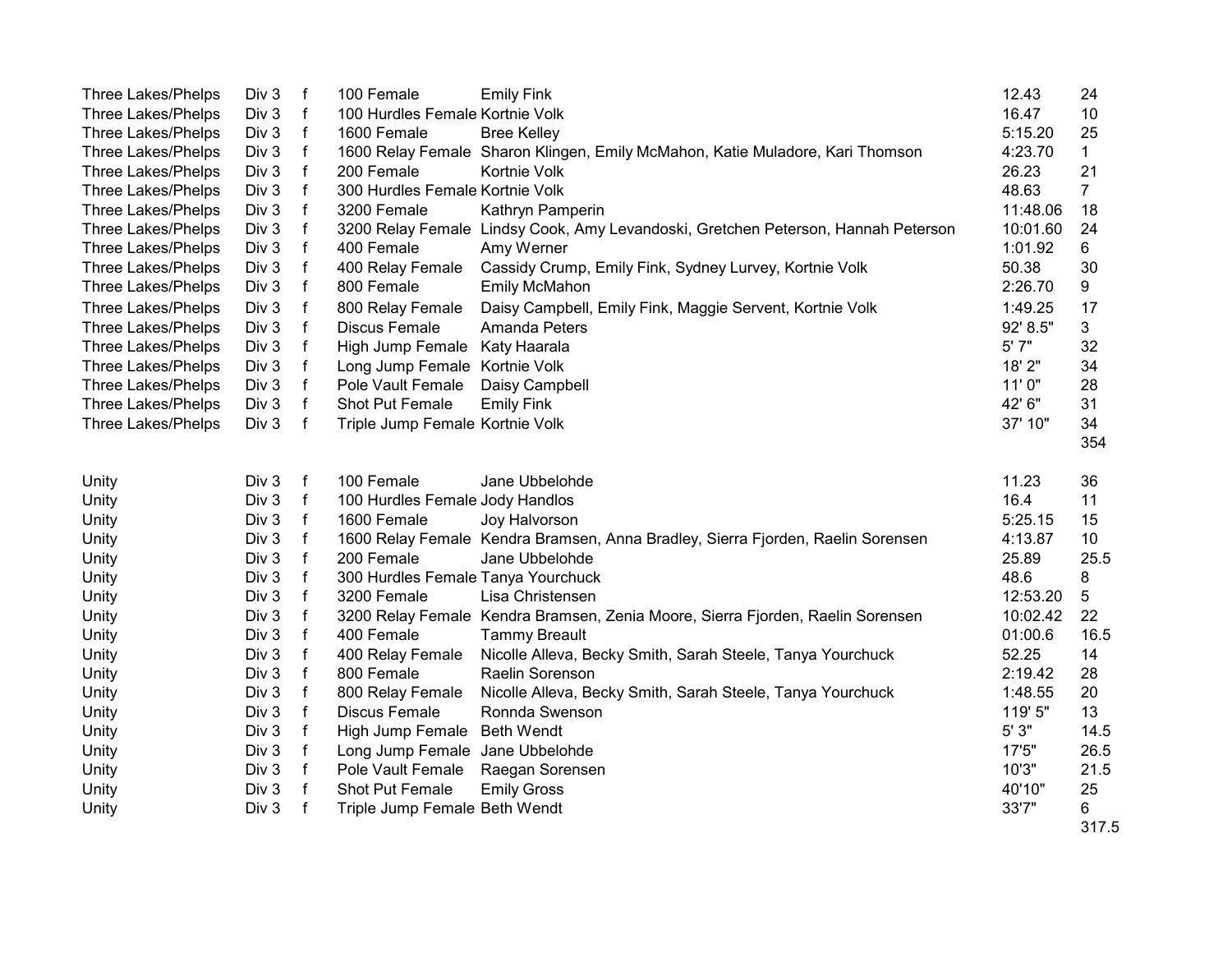| | | | | | | |
|---|---|---|---|---|---|---|
| Three Lakes/Phelps | Div 3 | f | 100 Female | Emily Fink | 12.43 | 24 |
| Three Lakes/Phelps | Div 3 | f | 100 Hurdles Female | Kortnie Volk | 16.47 | 10 |
| Three Lakes/Phelps | Div 3 | f | 1600 Female | Bree Kelley | 5:15.20 | 25 |
| Three Lakes/Phelps | Div 3 | f | 1600 Relay Female | Sharon Klingen, Emily McMahon, Katie Muladore, Kari Thomson | 4:23.70 | 1 |
| Three Lakes/Phelps | Div 3 | f | 200 Female | Kortnie Volk | 26.23 | 21 |
| Three Lakes/Phelps | Div 3 | f | 300 Hurdles Female | Kortnie Volk | 48.63 | 7 |
| Three Lakes/Phelps | Div 3 | f | 3200 Female | Kathryn Pamperin | 11:48.06 | 18 |
| Three Lakes/Phelps | Div 3 | f | 3200 Relay Female | Lindsy Cook, Amy Levandoski, Gretchen Peterson, Hannah Peterson | 10:01.60 | 24 |
| Three Lakes/Phelps | Div 3 | f | 400 Female | Amy Werner | 1:01.92 | 6 |
| Three Lakes/Phelps | Div 3 | f | 400 Relay Female | Cassidy Crump, Emily Fink, Sydney Lurvey, Kortnie Volk | 50.38 | 30 |
| Three Lakes/Phelps | Div 3 | f | 800 Female | Emily McMahon | 2:26.70 | 9 |
| Three Lakes/Phelps | Div 3 | f | 800 Relay Female | Daisy Campbell, Emily Fink, Maggie Servent, Kortnie Volk | 1:49.25 | 17 |
| Three Lakes/Phelps | Div 3 | f | Discus Female | Amanda Peters | 92' 8.5" | 3 |
| Three Lakes/Phelps | Div 3 | f | High Jump Female | Katy Haarala | 5' 7" | 32 |
| Three Lakes/Phelps | Div 3 | f | Long Jump Female | Kortnie Volk | 18' 2" | 34 |
| Three Lakes/Phelps | Div 3 | f | Pole Vault Female | Daisy Campbell | 11' 0" | 28 |
| Three Lakes/Phelps | Div 3 | f | Shot Put Female | Emily Fink | 42' 6" | 31 |
| Three Lakes/Phelps | Div 3 | f | Triple Jump Female | Kortnie Volk | 37' 10" | 34 |
| | | | | | | 354 |
| | | | | | | |
| Unity | Div 3 | f | 100 Female | Jane Ubbelohde | 11.23 | 36 |
| Unity | Div 3 | f | 100 Hurdles Female | Jody Handlos | 16.4 | 11 |
| Unity | Div 3 | f | 1600 Female | Joy Halvorson | 5:25.15 | 15 |
| Unity | Div 3 | f | 1600 Relay Female | Kendra Bramsen, Anna Bradley, Sierra Fjorden, Raelin Sorensen | 4:13.87 | 10 |
| Unity | Div 3 | f | 200 Female | Jane Ubbelohde | 25.89 | 25.5 |
| Unity | Div 3 | f | 300 Hurdles Female | Tanya Yourchuck | 48.6 | 8 |
| Unity | Div 3 | f | 3200 Female | Lisa Christensen | 12:53.20 | 5 |
| Unity | Div 3 | f | 3200 Relay Female | Kendra Bramsen, Zenia Moore, Sierra Fjorden, Raelin Sorensen | 10:02.42 | 22 |
| Unity | Div 3 | f | 400 Female | Tammy Breault | 01:00.6 | 16.5 |
| Unity | Div 3 | f | 400 Relay Female | Nicolle Alleva, Becky Smith, Sarah Steele, Tanya Yourchuck | 52.25 | 14 |
| Unity | Div 3 | f | 800 Female | Raelin Sorenson | 2:19.42 | 28 |
| Unity | Div 3 | f | 800 Relay Female | Nicolle Alleva, Becky Smith, Sarah Steele, Tanya Yourchuck | 1:48.55 | 20 |
| Unity | Div 3 | f | Discus Female | Ronnda Swenson | 119' 5" | 13 |
| Unity | Div 3 | f | High Jump Female | Beth Wendt | 5' 3" | 14.5 |
| Unity | Div 3 | f | Long Jump Female | Jane Ubbelohde | 17'5" | 26.5 |
| Unity | Div 3 | f | Pole Vault Female | Raegan Sorensen | 10'3" | 21.5 |
| Unity | Div 3 | f | Shot Put Female | Emily Gross | 40'10" | 25 |
| Unity | Div 3 | f | Triple Jump Female | Beth Wendt | 33'7" | 6 |
| | | | | | | 317.5 |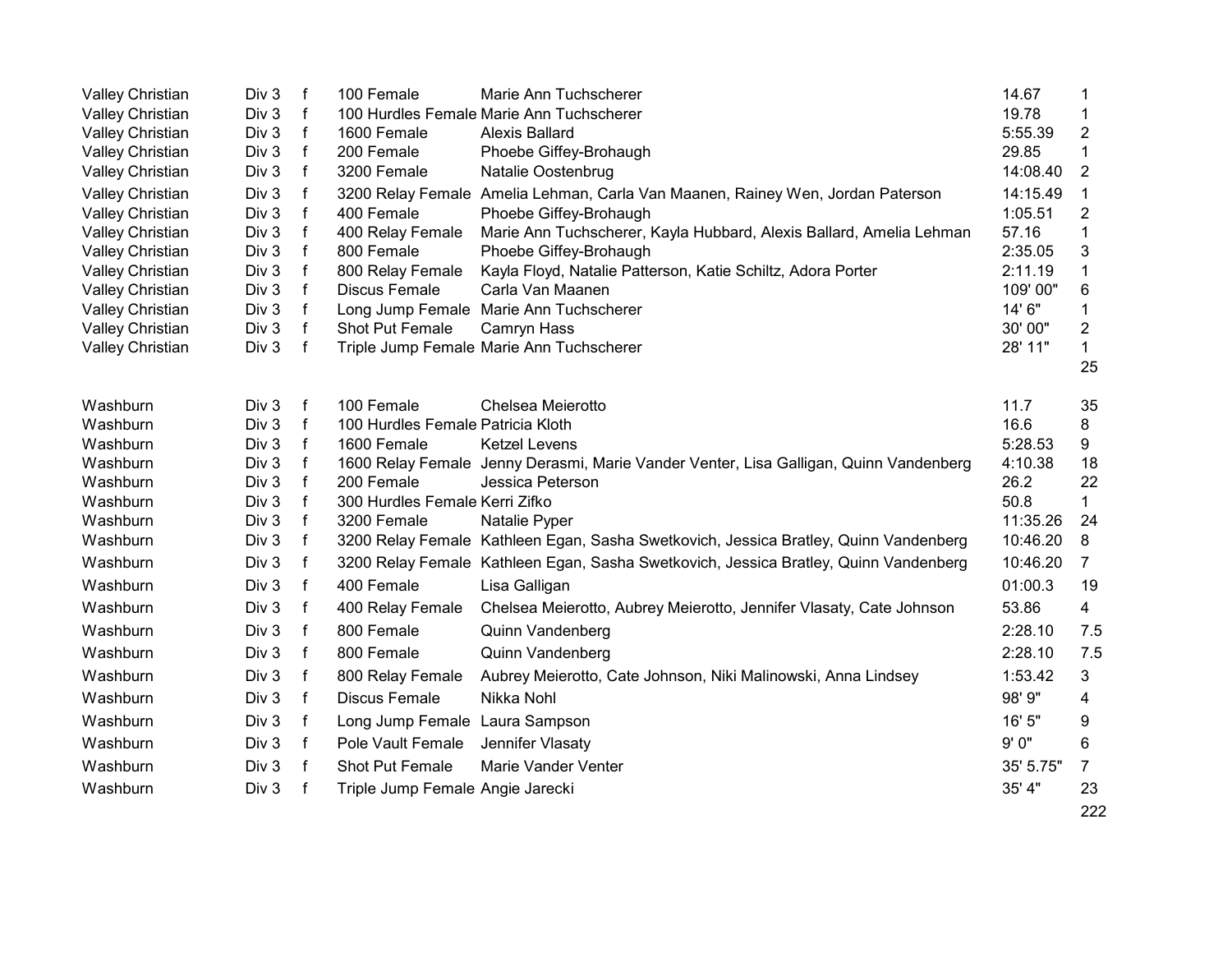| | | | | | | |
|---|---|---|---|---|---|---|
| Valley Christian | Div 3 | f | 100 Female | Marie Ann Tuchscherer | 14.67 | 1 |
| Valley Christian | Div 3 | f | 100 Hurdles Female | Marie Ann Tuchscherer | 19.78 | 1 |
| Valley Christian | Div 3 | f | 1600 Female | Alexis Ballard | 5:55.39 | 2 |
| Valley Christian | Div 3 | f | 200 Female | Phoebe Giffey-Brohaugh | 29.85 | 1 |
| Valley Christian | Div 3 | f | 3200 Female | Natalie Oostenbrug | 14:08.40 | 2 |
| Valley Christian | Div 3 | f | 3200 Relay Female | Amelia Lehman, Carla Van Maanen, Rainey Wen, Jordan Paterson | 14:15.49 | 1 |
| Valley Christian | Div 3 | f | 400 Female | Phoebe Giffey-Brohaugh | 1:05.51 | 2 |
| Valley Christian | Div 3 | f | 400 Relay Female | Marie Ann Tuchscherer, Kayla Hubbard, Alexis Ballard, Amelia Lehman | 57.16 | 1 |
| Valley Christian | Div 3 | f | 800 Female | Phoebe Giffey-Brohaugh | 2:35.05 | 3 |
| Valley Christian | Div 3 | f | 800 Relay Female | Kayla Floyd, Natalie Patterson, Katie Schiltz, Adora Porter | 2:11.19 | 1 |
| Valley Christian | Div 3 | f | Discus Female | Carla Van Maanen | 109' 00" | 6 |
| Valley Christian | Div 3 | f | Long Jump Female | Marie Ann Tuchscherer | 14' 6" | 1 |
| Valley Christian | Div 3 | f | Shot Put Female | Camryn Hass | 30' 00" | 2 |
| Valley Christian | Div 3 | f | Triple Jump Female | Marie Ann Tuchscherer | 28' 11" | 1 |
| | | | | | | 25 |
| | | | | | | |
| Washburn | Div 3 | f | 100 Female | Chelsea Meierotto | 11.7 | 35 |
| Washburn | Div 3 | f | 100 Hurdles Female | Patricia Kloth | 16.6 | 8 |
| Washburn | Div 3 | f | 1600 Female | Ketzel Levens | 5:28.53 | 9 |
| Washburn | Div 3 | f | 1600 Relay Female | Jenny Derasmi, Marie Vander Venter, Lisa Galligan, Quinn Vandenberg | 4:10.38 | 18 |
| Washburn | Div 3 | f | 200 Female | Jessica Peterson | 26.2 | 22 |
| Washburn | Div 3 | f | 300 Hurdles Female | Kerri Zifko | 50.8 | 1 |
| Washburn | Div 3 | f | 3200 Female | Natalie Pyper | 11:35.26 | 24 |
| Washburn | Div 3 | f | 3200 Relay Female | Kathleen Egan, Sasha Swetkovich, Jessica Bratley, Quinn Vandenberg | 10:46.20 | 8 |
| Washburn | Div 3 | f | 3200 Relay Female | Kathleen Egan, Sasha Swetkovich, Jessica Bratley, Quinn Vandenberg | 10:46.20 | 7 |
| Washburn | Div 3 | f | 400 Female | Lisa Galligan | 01:00.3 | 19 |
| Washburn | Div 3 | f | 400 Relay Female | Chelsea Meierotto, Aubrey Meierotto, Jennifer Vlasaty, Cate Johnson | 53.86 | 4 |
| Washburn | Div 3 | f | 800 Female | Quinn Vandenberg | 2:28.10 | 7.5 |
| Washburn | Div 3 | f | 800 Female | Quinn Vandenberg | 2:28.10 | 7.5 |
| Washburn | Div 3 | f | 800 Relay Female | Aubrey Meierotto, Cate Johnson, Niki Malinowski, Anna Lindsey | 1:53.42 | 3 |
| Washburn | Div 3 | f | Discus Female | Nikka Nohl | 98' 9" | 4 |
| Washburn | Div 3 | f | Long Jump Female | Laura Sampson | 16' 5" | 9 |
| Washburn | Div 3 | f | Pole Vault Female | Jennifer Vlasaty | 9' 0" | 6 |
| Washburn | Div 3 | f | Shot Put Female | Marie Vander Venter | 35' 5.75" | 7 |
| Washburn | Div 3 | f | Triple Jump Female | Angie Jarecki | 35' 4" | 23 |
| | | | | | | 222 |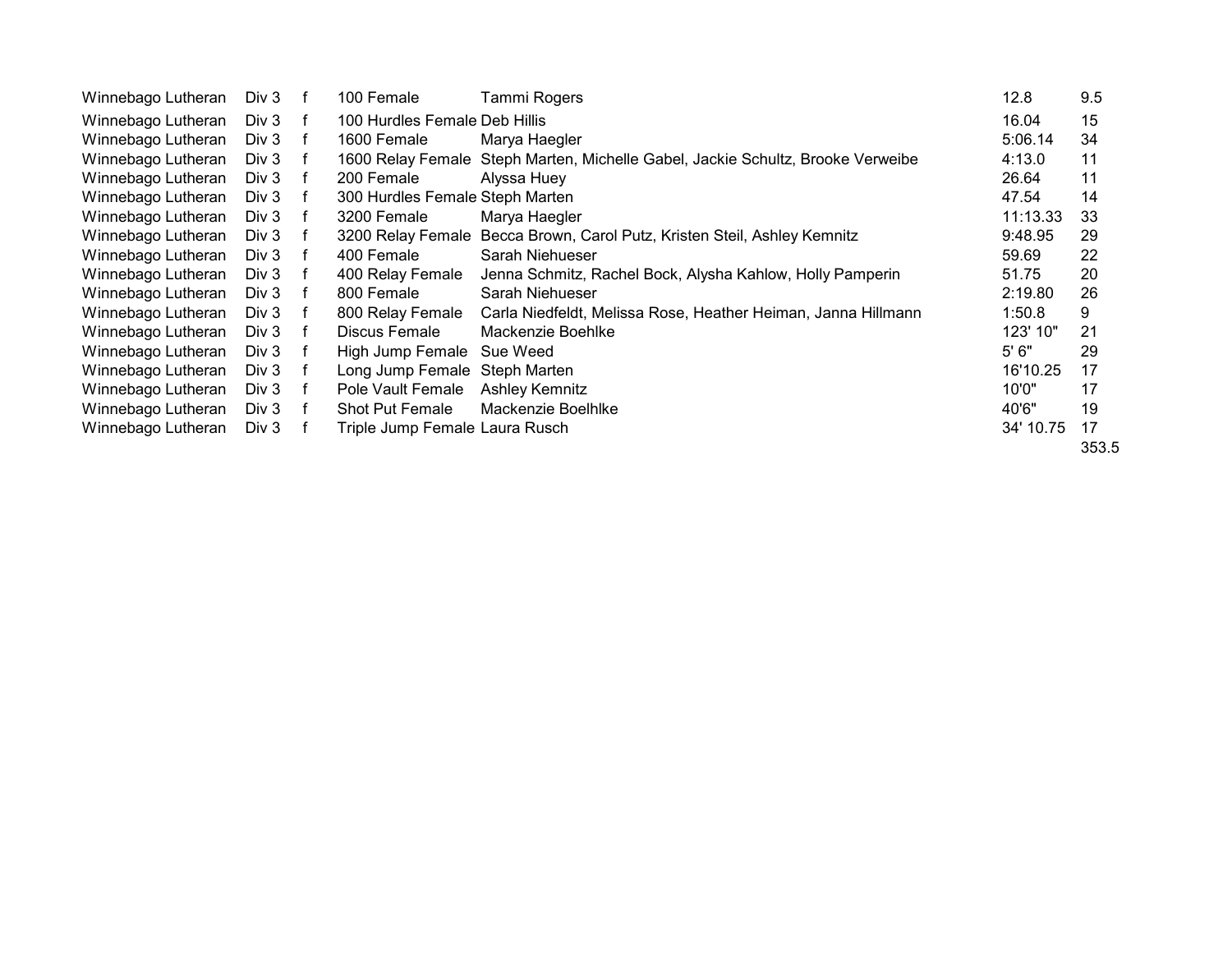| | | | | | | |
|---|---|---|---|---|---|---|
| Winnebago Lutheran | Div 3 | f | 100 Female | Tammi Rogers | 12.8 | 9.5 |
| Winnebago Lutheran | Div 3 | f | 100 Hurdles Female | Deb Hillis | 16.04 | 15 |
| Winnebago Lutheran | Div 3 | f | 1600 Female | Marya Haegler | 5:06.14 | 34 |
| Winnebago Lutheran | Div 3 | f | 1600 Relay Female | Steph Marten, Michelle Gabel, Jackie Schultz, Brooke Verweibe | 4:13.0 | 11 |
| Winnebago Lutheran | Div 3 | f | 200 Female | Alyssa Huey | 26.64 | 11 |
| Winnebago Lutheran | Div 3 | f | 300 Hurdles Female | Steph Marten | 47.54 | 14 |
| Winnebago Lutheran | Div 3 | f | 3200 Female | Marya Haegler | 11:13.33 | 33 |
| Winnebago Lutheran | Div 3 | f | 3200 Relay Female | Becca Brown, Carol Putz, Kristen Steil, Ashley Kemnitz | 9:48.95 | 29 |
| Winnebago Lutheran | Div 3 | f | 400 Female | Sarah Niehueser | 59.69 | 22 |
| Winnebago Lutheran | Div 3 | f | 400 Relay Female | Jenna Schmitz, Rachel Bock, Alysha Kahlow, Holly Pamperin | 51.75 | 20 |
| Winnebago Lutheran | Div 3 | f | 800 Female | Sarah Niehueser | 2:19.80 | 26 |
| Winnebago Lutheran | Div 3 | f | 800 Relay Female | Carla Niedfeldt, Melissa Rose, Heather Heiman, Janna Hillmann | 1:50.8 | 9 |
| Winnebago Lutheran | Div 3 | f | Discus Female | Mackenzie Boehlke | 123' 10" | 21 |
| Winnebago Lutheran | Div 3 | f | High Jump Female | Sue Weed | 5' 6" | 29 |
| Winnebago Lutheran | Div 3 | f | Long Jump Female | Steph Marten | 16'10.25 | 17 |
| Winnebago Lutheran | Div 3 | f | Pole Vault Female | Ashley Kemnitz | 10'0" | 17 |
| Winnebago Lutheran | Div 3 | f | Shot Put Female | Mackenzie Boelhlke | 40'6" | 19 |
| Winnebago Lutheran | Div 3 | f | Triple Jump Female | Laura Rusch | 34' 10.75 | 17 |
| | | | | | | 353.5 |